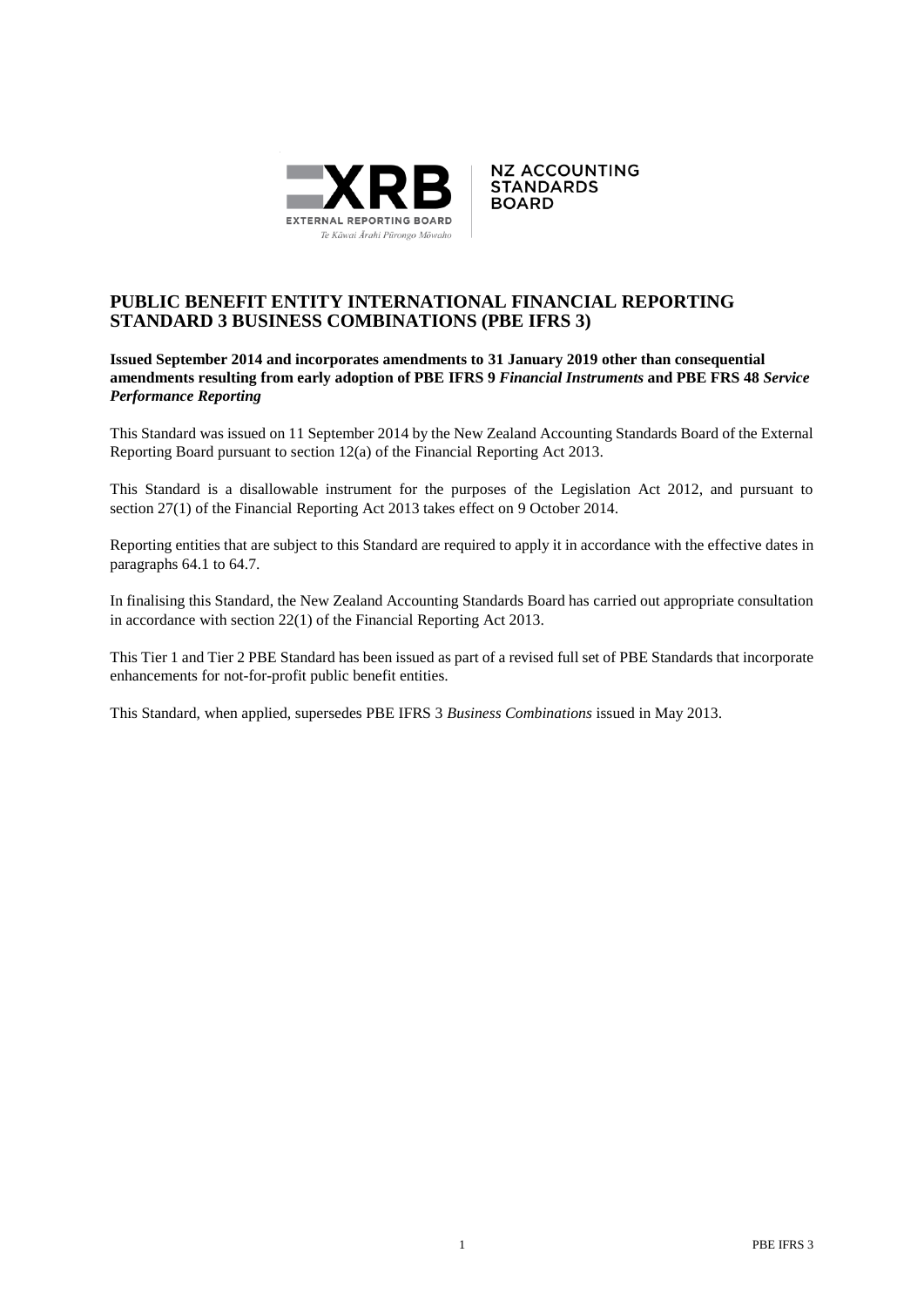XRB EXTERNAL REPORTING BOARD
Te Kāwai Ārahi Pūrongo Mōwaho

NZ ACCOUNTING STANDARDS BOARD

# PUBLIC BENEFIT ENTITY INTERNATIONAL FINANCIAL REPORTING STANDARD 3 BUSINESS COMBINATIONS (PBE IFRS 3)

**Issued September 2014 and incorporates amendments to 31 January 2019 other than consequential amendments resulting from early adoption of PBE IFRS 9 *Financial Instruments* and PBE FRS 48 *Service Performance Reporting***

This Standard was issued on 11 September 2014 by the New Zealand Accounting Standards Board of the External Reporting Board pursuant to section 12(a) of the Financial Reporting Act 2013.

This Standard is a disallowable instrument for the purposes of the Legislation Act 2012, and pursuant to section 27(1) of the Financial Reporting Act 2013 takes effect on 9 October 2014.

Reporting entities that are subject to this Standard are required to apply it in accordance with the effective dates in paragraphs 64.1 to 64.7.

In finalising this Standard, the New Zealand Accounting Standards Board has carried out appropriate consultation in accordance with section 22(1) of the Financial Reporting Act 2013.

This Tier 1 and Tier 2 PBE Standard has been issued as part of a revised full set of PBE Standards that incorporate enhancements for not-for-profit public benefit entities.

This Standard, when applied, supersedes PBE IFRS 3 *Business Combinations* issued in May 2013.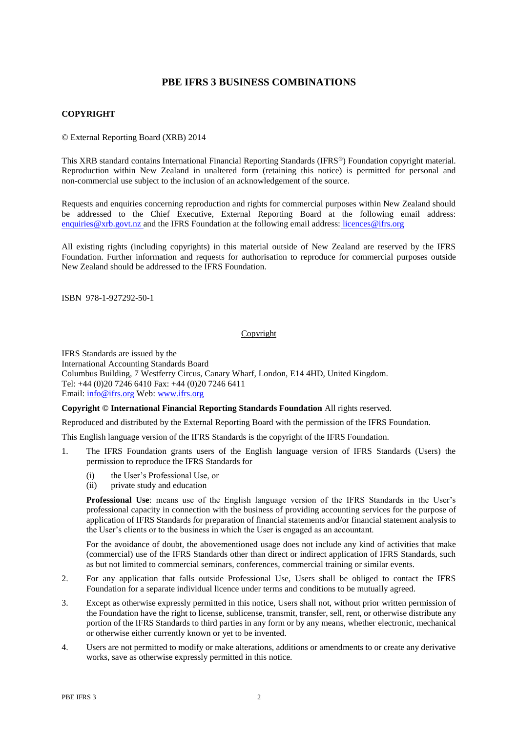# PBE IFRS 3 BUSINESS COMBINATIONS

**COPYRIGHT**

© External Reporting Board (XRB) 2014

This XRB standard contains International Financial Reporting Standards (IFRS®) Foundation copyright material. Reproduction within New Zealand in unaltered form (retaining this notice) is permitted for personal and non-commercial use subject to the inclusion of an acknowledgement of the source.

Requests and enquiries concerning reproduction and rights for commercial purposes within New Zealand should be addressed to the Chief Executive, External Reporting Board at the following email address: enquiries@xrb.govt.nz and the IFRS Foundation at the following email address: licences@ifrs.org

All existing rights (including copyrights) in this material outside of New Zealand are reserved by the IFRS Foundation. Further information and requests for authorisation to reproduce for commercial purposes outside New Zealand should be addressed to the IFRS Foundation.

ISBN 978-1-927292-50-1

Copyright

IFRS Standards are issued by the
International Accounting Standards Board
Columbus Building, 7 Westferry Circus, Canary Wharf, London, E14 4HD, United Kingdom.
Tel: +44 (0)20 7246 6410 Fax: +44 (0)20 7246 6411
Email: info@ifrs.org Web: www.ifrs.org

**Copyright © International Financial Reporting Standards Foundation** All rights reserved.

Reproduced and distributed by the External Reporting Board with the permission of the IFRS Foundation.

This English language version of the IFRS Standards is the copyright of the IFRS Foundation.

1. The IFRS Foundation grants users of the English language version of IFRS Standards (Users) the permission to reproduce the IFRS Standards for

   (i) the User's Professional Use, or
   (ii) private study and education

   **Professional Use**: means use of the English language version of the IFRS Standards in the User's professional capacity in connection with the business of providing accounting services for the purpose of application of IFRS Standards for preparation of financial statements and/or financial statement analysis to the User's clients or to the business in which the User is engaged as an accountant.

   For the avoidance of doubt, the abovementioned usage does not include any kind of activities that make (commercial) use of the IFRS Standards other than direct or indirect application of IFRS Standards, such as but not limited to commercial seminars, conferences, commercial training or similar events.

2. For any application that falls outside Professional Use, Users shall be obliged to contact the IFRS Foundation for a separate individual licence under terms and conditions to be mutually agreed.

3. Except as otherwise expressly permitted in this notice, Users shall not, without prior written permission of the Foundation have the right to license, sublicense, transmit, transfer, sell, rent, or otherwise distribute any portion of the IFRS Standards to third parties in any form or by any means, whether electronic, mechanical or otherwise either currently known or yet to be invented.

4. Users are not permitted to modify or make alterations, additions or amendments to or create any derivative works, save as otherwise expressly permitted in this notice.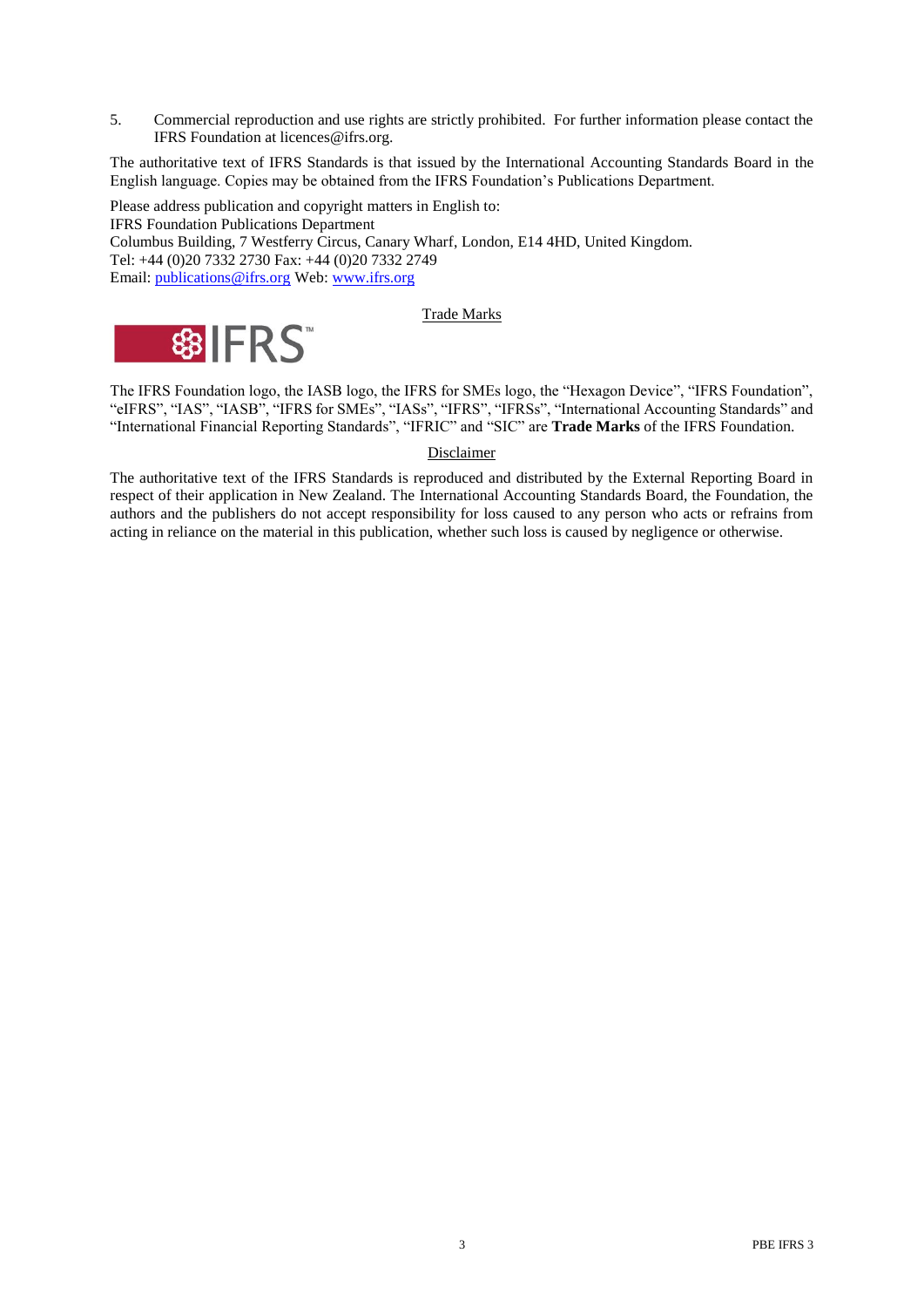5. Commercial reproduction and use rights are strictly prohibited. For further information please contact the IFRS Foundation at licences@ifrs.org.

The authoritative text of IFRS Standards is that issued by the International Accounting Standards Board in the English language. Copies may be obtained from the IFRS Foundation's Publications Department.

Please address publication and copyright matters in English to:
IFRS Foundation Publications Department
Columbus Building, 7 Westferry Circus, Canary Wharf, London, E14 4HD, United Kingdom.
Tel: +44 (0)20 7332 2730 Fax: +44 (0)20 7332 2749
Email: publications@ifrs.org Web: www.ifrs.org

Trade Marks

The IFRS Foundation logo, the IASB logo, the IFRS for SMEs logo, the "Hexagon Device", "IFRS Foundation", "eIFRS", "IAS", "IASB", "IFRS for SMEs", "IASs", "IFRS", "IFRSs", "International Accounting Standards" and "International Financial Reporting Standards", "IFRIC" and "SIC" are **Trade Marks** of the IFRS Foundation.

Disclaimer

The authoritative text of the IFRS Standards is reproduced and distributed by the External Reporting Board in respect of their application in New Zealand. The International Accounting Standards Board, the Foundation, the authors and the publishers do not accept responsibility for loss caused to any person who acts or refrains from acting in reliance on the material in this publication, whether such loss is caused by negligence or otherwise.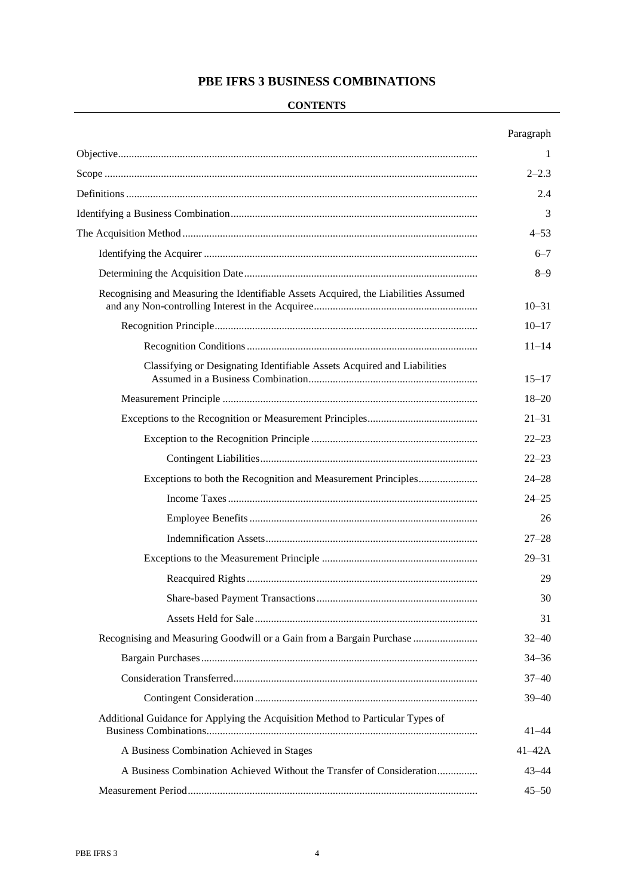# PBE IFRS 3 BUSINESS COMBINATIONS

## CONTENTS

| | Paragraph |
|---|---|
| Objective | 1 |
| Scope | 2–2.3 |
| Definitions | 2.4 |
| Identifying a Business Combination | 3 |
| The Acquisition Method | 4–53 |
| Identifying the Acquirer | 6–7 |
| Determining the Acquisition Date | 8–9 |
| Recognising and Measuring the Identifiable Assets Acquired, the Liabilities Assumed and any Non-controlling Interest in the Acquiree | 10–31 |
| Recognition Principle | 10–17 |
| Recognition Conditions | 11–14 |
| Classifying or Designating Identifiable Assets Acquired and Liabilities Assumed in a Business Combination | 15–17 |
| Measurement Principle | 18–20 |
| Exceptions to the Recognition or Measurement Principles | 21–31 |
| Exception to the Recognition Principle | 22–23 |
| Contingent Liabilities | 22–23 |
| Exceptions to both the Recognition and Measurement Principles | 24–28 |
| Income Taxes | 24–25 |
| Employee Benefits | 26 |
| Indemnification Assets | 27–28 |
| Exceptions to the Measurement Principle | 29–31 |
| Reacquired Rights | 29 |
| Share-based Payment Transactions | 30 |
| Assets Held for Sale | 31 |
| Recognising and Measuring Goodwill or a Gain from a Bargain Purchase | 32–40 |
| Bargain Purchases | 34–36 |
| Consideration Transferred | 37–40 |
| Contingent Consideration | 39–40 |
| Additional Guidance for Applying the Acquisition Method to Particular Types of Business Combinations | 41–44 |
| A Business Combination Achieved in Stages | 41–42A |
| A Business Combination Achieved Without the Transfer of Consideration | 43–44 |
| Measurement Period | 45–50 |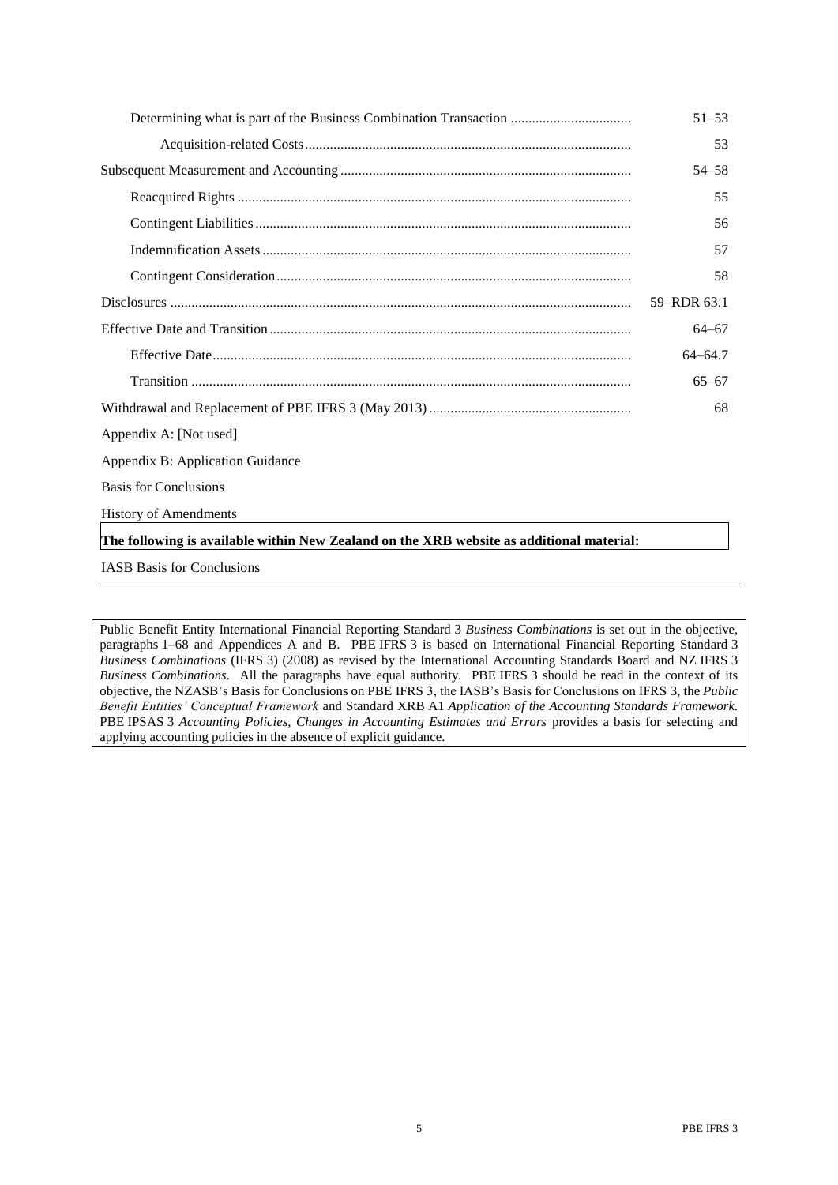| | |
|---|---|
| Determining what is part of the Business Combination Transaction | 51–53 |
| Acquisition-related Costs | 53 |
| Subsequent Measurement and Accounting | 54–58 |
| Reacquired Rights | 55 |
| Contingent Liabilities | 56 |
| Indemnification Assets | 57 |
| Contingent Consideration | 58 |
| Disclosures | 59–RDR 63.1 |
| Effective Date and Transition | 64–67 |
| Effective Date | 64–64.7 |
| Transition | 65–67 |
| Withdrawal and Replacement of PBE IFRS 3 (May 2013) | 68 |

Appendix A: [Not used]

Appendix B: Application Guidance

Basis for Conclusions

History of Amendments

**The following is available within New Zealand on the XRB website as additional material:**

IASB Basis for Conclusions

---

Public Benefit Entity International Financial Reporting Standard 3 *Business Combinations* is set out in the objective, paragraphs 1–68 and Appendices A and B. PBE IFRS 3 is based on International Financial Reporting Standard 3 *Business Combinations* (IFRS 3) (2008) as revised by the International Accounting Standards Board and NZ IFRS 3 *Business Combinations*. All the paragraphs have equal authority. PBE IFRS 3 should be read in the context of its objective, the NZASB's Basis for Conclusions on PBE IFRS 3, the IASB's Basis for Conclusions on IFRS 3, the *Public Benefit Entities' Conceptual Framework* and Standard XRB A1 *Application of the Accounting Standards Framework*. PBE IPSAS 3 *Accounting Policies, Changes in Accounting Estimates and Errors* provides a basis for selecting and applying accounting policies in the absence of explicit guidance.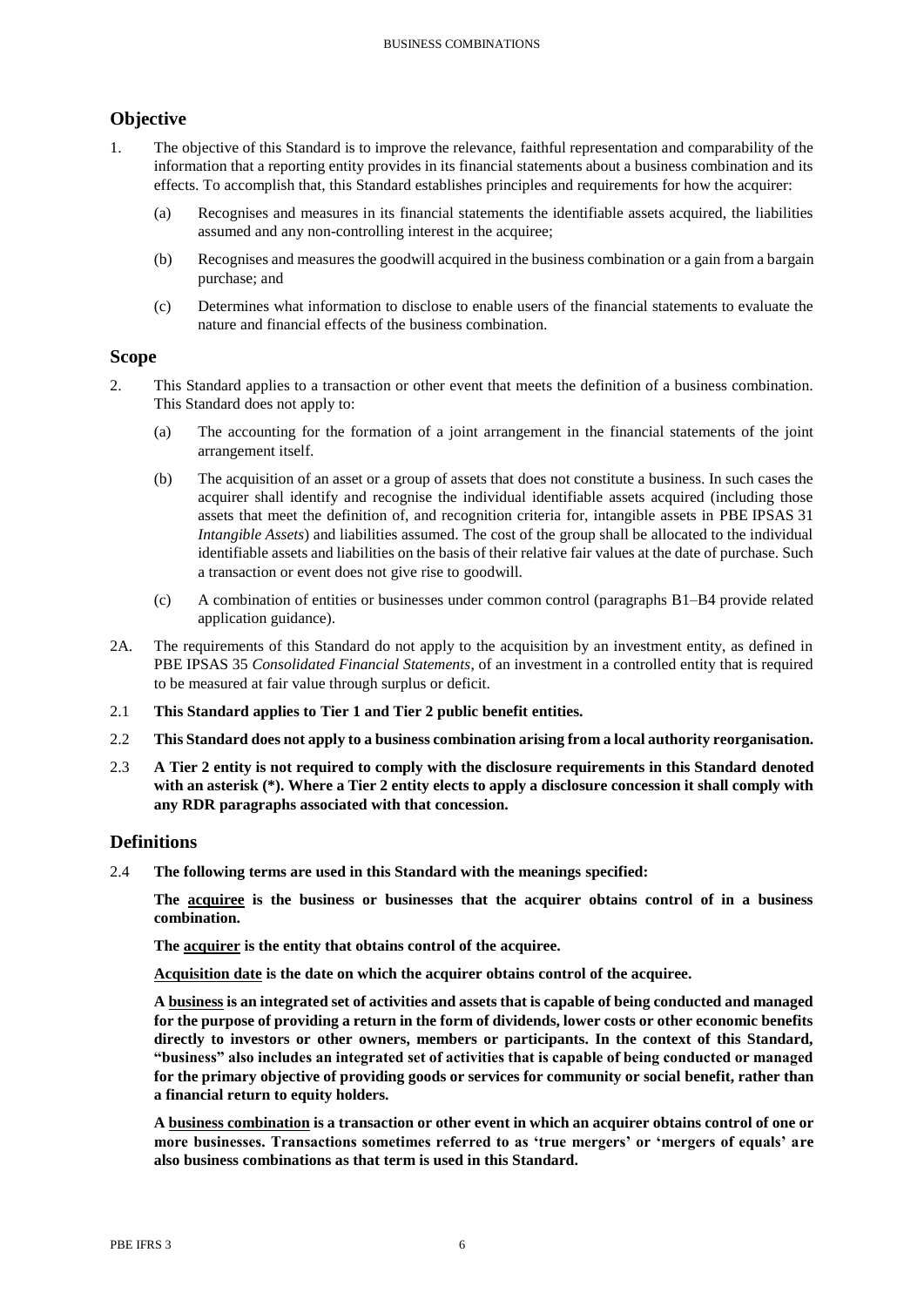## Objective

1. The objective of this Standard is to improve the relevance, faithful representation and comparability of the information that a reporting entity provides in its financial statements about a business combination and its effects. To accomplish that, this Standard establishes principles and requirements for how the acquirer:

   (a) Recognises and measures in its financial statements the identifiable assets acquired, the liabilities assumed and any non-controlling interest in the acquiree;

   (b) Recognises and measures the goodwill acquired in the business combination or a gain from a bargain purchase; and

   (c) Determines what information to disclose to enable users of the financial statements to evaluate the nature and financial effects of the business combination.

## Scope

2. This Standard applies to a transaction or other event that meets the definition of a business combination. This Standard does not apply to:

   (a) The accounting for the formation of a joint arrangement in the financial statements of the joint arrangement itself.

   (b) The acquisition of an asset or a group of assets that does not constitute a business. In such cases the acquirer shall identify and recognise the individual identifiable assets acquired (including those assets that meet the definition of, and recognition criteria for, intangible assets in PBE IPSAS 31 *Intangible Assets*) and liabilities assumed. The cost of the group shall be allocated to the individual identifiable assets and liabilities on the basis of their relative fair values at the date of purchase. Such a transaction or event does not give rise to goodwill.

   (c) A combination of entities or businesses under common control (paragraphs B1–B4 provide related application guidance).

2A. The requirements of this Standard do not apply to the acquisition by an investment entity, as defined in PBE IPSAS 35 *Consolidated Financial Statements*, of an investment in a controlled entity that is required to be measured at fair value through surplus or deficit.

2.1 **This Standard applies to Tier 1 and Tier 2 public benefit entities.**

2.2 **This Standard does not apply to a business combination arising from a local authority reorganisation.**

2.3 **A Tier 2 entity is not required to comply with the disclosure requirements in this Standard denoted with an asterisk (*). Where a Tier 2 entity elects to apply a disclosure concession it shall comply with any RDR paragraphs associated with that concession.**

## Definitions

2.4 **The following terms are used in this Standard with the meanings specified:**

**The <u>acquiree</u> is the business or businesses that the acquirer obtains control of in a business combination.**

**The <u>acquirer</u> is the entity that obtains control of the acquiree.**

**<u>Acquisition date</u> is the date on which the acquirer obtains control of the acquiree.**

**A <u>business</u> is an integrated set of activities and assets that is capable of being conducted and managed for the purpose of providing a return in the form of dividends, lower costs or other economic benefits directly to investors or other owners, members or participants. In the context of this Standard, "business" also includes an integrated set of activities that is capable of being conducted or managed for the primary objective of providing goods or services for community or social benefit, rather than a financial return to equity holders.**

**A <u>business combination</u> is a transaction or other event in which an acquirer obtains control of one or more businesses. Transactions sometimes referred to as 'true mergers' or 'mergers of equals' are also business combinations as that term is used in this Standard.**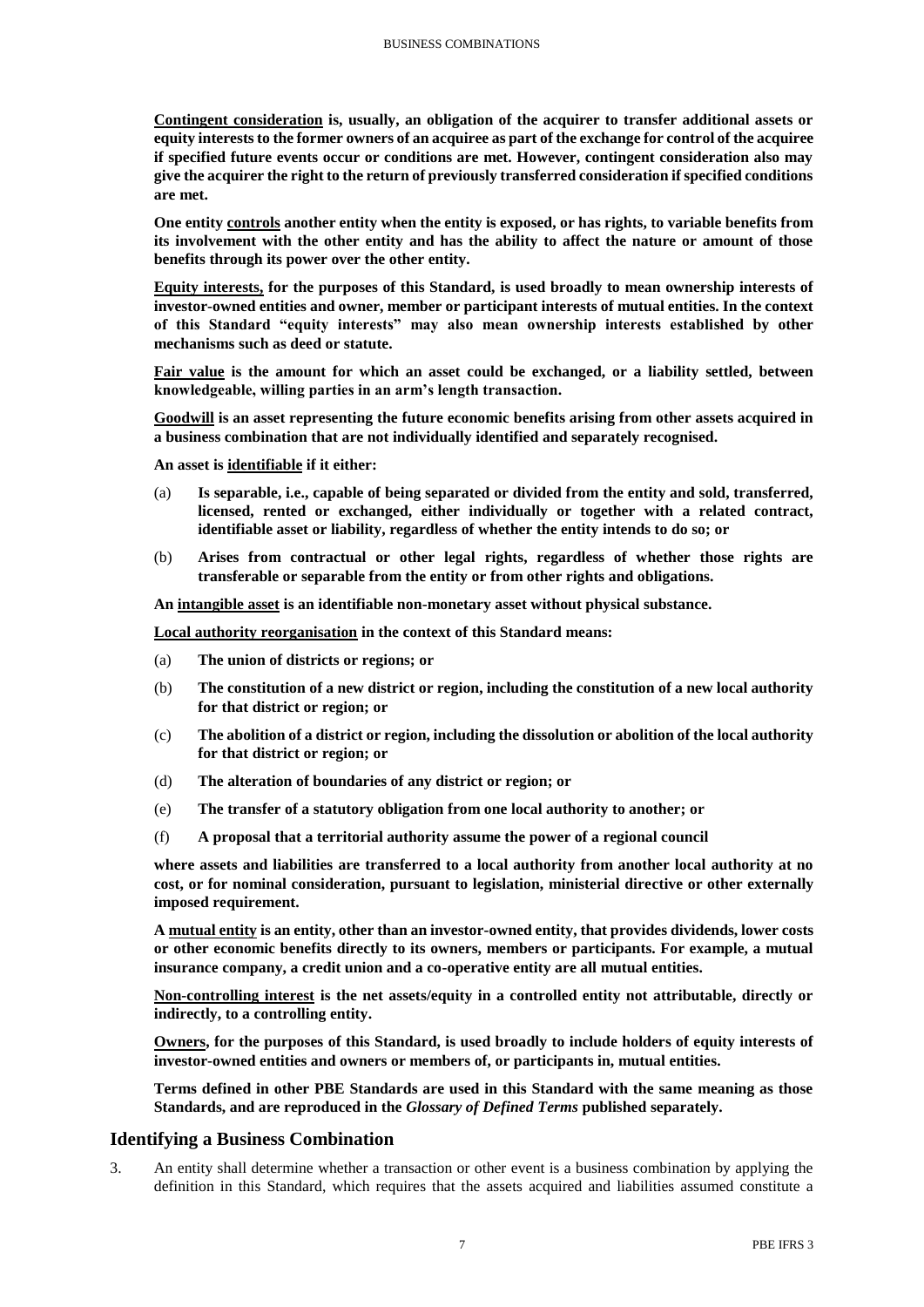**<u>Contingent consideration</u> is, usually, an obligation of the acquirer to transfer additional assets or equity interests to the former owners of an acquiree as part of the exchange for control of the acquiree if specified future events occur or conditions are met. However, contingent consideration also may give the acquirer the right to the return of previously transferred consideration if specified conditions are met.**

**One entity <u>controls</u> another entity when the entity is exposed, or has rights, to variable benefits from its involvement with the other entity and has the ability to affect the nature or amount of those benefits through its power over the other entity.**

**<u>Equity interests,</u> for the purposes of this Standard, is used broadly to mean ownership interests of investor-owned entities and owner, member or participant interests of mutual entities. In the context of this Standard "equity interests" may also mean ownership interests established by other mechanisms such as deed or statute.**

**<u>Fair value</u> is the amount for which an asset could be exchanged, or a liability settled, between knowledgeable, willing parties in an arm's length transaction.**

**<u>Goodwill</u> is an asset representing the future economic benefits arising from other assets acquired in a business combination that are not individually identified and separately recognised.**

**An asset is <u>identifiable</u> if it either:**

(a) **Is separable, i.e., capable of being separated or divided from the entity and sold, transferred, licensed, rented or exchanged, either individually or together with a related contract, identifiable asset or liability, regardless of whether the entity intends to do so; or**

(b) **Arises from contractual or other legal rights, regardless of whether those rights are transferable or separable from the entity or from other rights and obligations.**

**An <u>intangible asset</u> is an identifiable non-monetary asset without physical substance.**

**<u>Local authority reorganisation</u> in the context of this Standard means:**

(a) **The union of districts or regions; or**

(b) **The constitution of a new district or region, including the constitution of a new local authority for that district or region; or**

(c) **The abolition of a district or region, including the dissolution or abolition of the local authority for that district or region; or**

(d) **The alteration of boundaries of any district or region; or**

(e) **The transfer of a statutory obligation from one local authority to another; or**

(f) **A proposal that a territorial authority assume the power of a regional council**

**where assets and liabilities are transferred to a local authority from another local authority at no cost, or for nominal consideration, pursuant to legislation, ministerial directive or other externally imposed requirement.**

**A <u>mutual entity</u> is an entity, other than an investor-owned entity, that provides dividends, lower costs or other economic benefits directly to its owners, members or participants. For example, a mutual insurance company, a credit union and a co-operative entity are all mutual entities.**

**<u>Non-controlling interest</u> is the net assets/equity in a controlled entity not attributable, directly or indirectly, to a controlling entity.**

**<u>Owners</u>, for the purposes of this Standard, is used broadly to include holders of equity interests of investor-owned entities and owners or members of, or participants in, mutual entities.**

**Terms defined in other PBE Standards are used in this Standard with the same meaning as those Standards, and are reproduced in the *Glossary of Defined Terms* published separately.**

## Identifying a Business Combination

3. An entity shall determine whether a transaction or other event is a business combination by applying the definition in this Standard, which requires that the assets acquired and liabilities assumed constitute a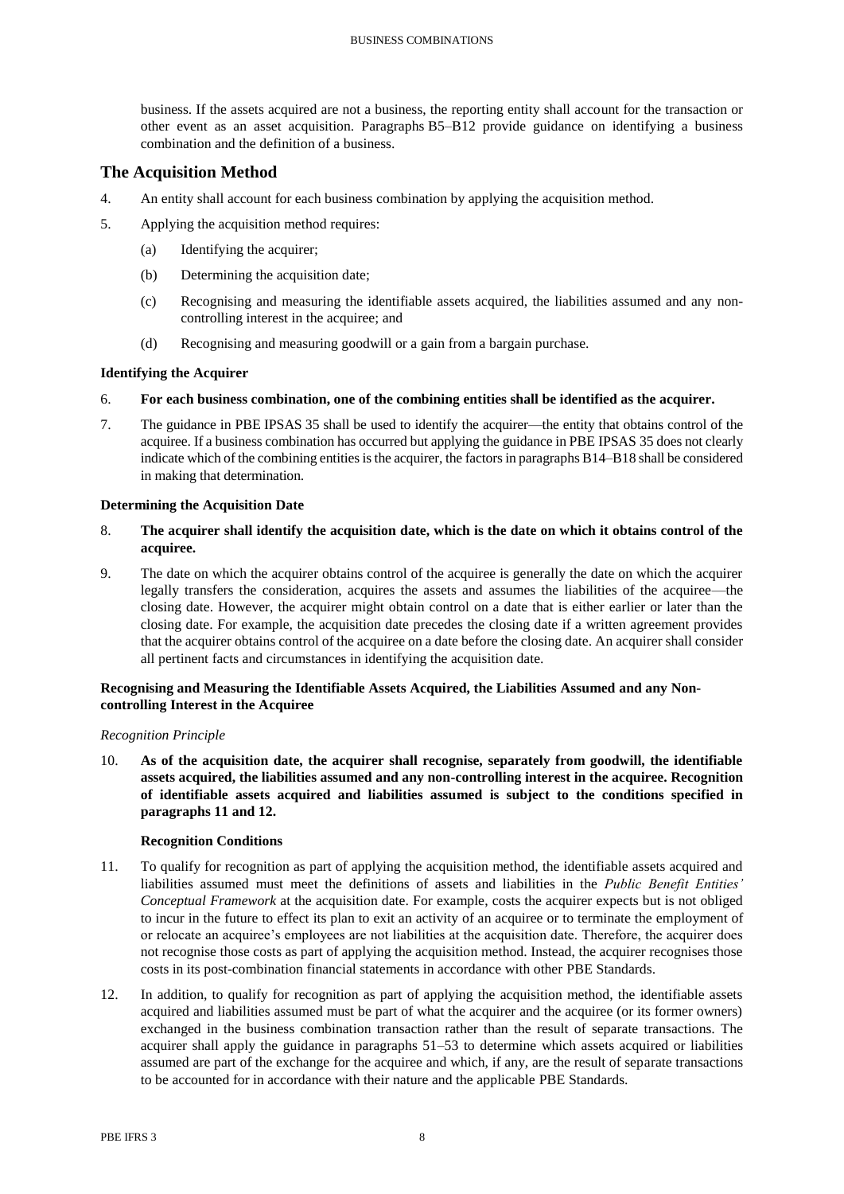business. If the assets acquired are not a business, the reporting entity shall account for the transaction or other event as an asset acquisition. Paragraphs B5–B12 provide guidance on identifying a business combination and the definition of a business.

## The Acquisition Method

4. An entity shall account for each business combination by applying the acquisition method.

5. Applying the acquisition method requires:

   (a) Identifying the acquirer;

   (b) Determining the acquisition date;

   (c) Recognising and measuring the identifiable assets acquired, the liabilities assumed and any non-controlling interest in the acquiree; and

   (d) Recognising and measuring goodwill or a gain from a bargain purchase.

### Identifying the Acquirer

6. **For each business combination, one of the combining entities shall be identified as the acquirer.**

7. The guidance in PBE IPSAS 35 shall be used to identify the acquirer—the entity that obtains control of the acquiree. If a business combination has occurred but applying the guidance in PBE IPSAS 35 does not clearly indicate which of the combining entities is the acquirer, the factors in paragraphs B14–B18 shall be considered in making that determination.

### Determining the Acquisition Date

8. **The acquirer shall identify the acquisition date, which is the date on which it obtains control of the acquiree.**

9. The date on which the acquirer obtains control of the acquiree is generally the date on which the acquirer legally transfers the consideration, acquires the assets and assumes the liabilities of the acquiree—the closing date. However, the acquirer might obtain control on a date that is either earlier or later than the closing date. For example, the acquisition date precedes the closing date if a written agreement provides that the acquirer obtains control of the acquiree on a date before the closing date. An acquirer shall consider all pertinent facts and circumstances in identifying the acquisition date.

### Recognising and Measuring the Identifiable Assets Acquired, the Liabilities Assumed and any Non-controlling Interest in the Acquiree

*Recognition Principle*

10. **As of the acquisition date, the acquirer shall recognise, separately from goodwill, the identifiable assets acquired, the liabilities assumed and any non-controlling interest in the acquiree. Recognition of identifiable assets acquired and liabilities assumed is subject to the conditions specified in paragraphs 11 and 12.**

   **Recognition Conditions**

11. To qualify for recognition as part of applying the acquisition method, the identifiable assets acquired and liabilities assumed must meet the definitions of assets and liabilities in the *Public Benefit Entities' Conceptual Framework* at the acquisition date. For example, costs the acquirer expects but is not obliged to incur in the future to effect its plan to exit an activity of an acquiree or to terminate the employment of or relocate an acquiree's employees are not liabilities at the acquisition date. Therefore, the acquirer does not recognise those costs as part of applying the acquisition method. Instead, the acquirer recognises those costs in its post-combination financial statements in accordance with other PBE Standards.

12. In addition, to qualify for recognition as part of applying the acquisition method, the identifiable assets acquired and liabilities assumed must be part of what the acquirer and the acquiree (or its former owners) exchanged in the business combination transaction rather than the result of separate transactions. The acquirer shall apply the guidance in paragraphs 51–53 to determine which assets acquired or liabilities assumed are part of the exchange for the acquiree and which, if any, are the result of separate transactions to be accounted for in accordance with their nature and the applicable PBE Standards.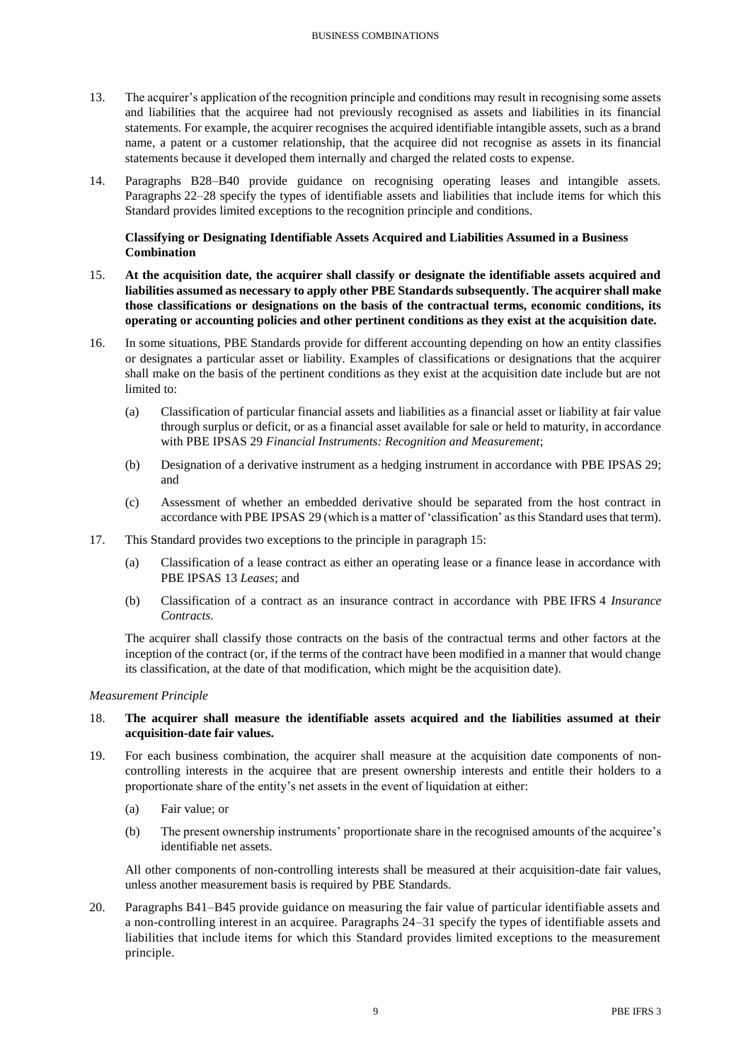13. The acquirer's application of the recognition principle and conditions may result in recognising some assets and liabilities that the acquiree had not previously recognised as assets and liabilities in its financial statements. For example, the acquirer recognises the acquired identifiable intangible assets, such as a brand name, a patent or a customer relationship, that the acquiree did not recognise as assets in its financial statements because it developed them internally and charged the related costs to expense.

14. Paragraphs B28–B40 provide guidance on recognising operating leases and intangible assets. Paragraphs 22–28 specify the types of identifiable assets and liabilities that include items for which this Standard provides limited exceptions to the recognition principle and conditions.

**Classifying or Designating Identifiable Assets Acquired and Liabilities Assumed in a Business Combination**

15. **At the acquisition date, the acquirer shall classify or designate the identifiable assets acquired and liabilities assumed as necessary to apply other PBE Standards subsequently. The acquirer shall make those classifications or designations on the basis of the contractual terms, economic conditions, its operating or accounting policies and other pertinent conditions as they exist at the acquisition date.**

16. In some situations, PBE Standards provide for different accounting depending on how an entity classifies or designates a particular asset or liability. Examples of classifications or designations that the acquirer shall make on the basis of the pertinent conditions as they exist at the acquisition date include but are not limited to:

    (a) Classification of particular financial assets and liabilities as a financial asset or liability at fair value through surplus or deficit, or as a financial asset available for sale or held to maturity, in accordance with PBE IPSAS 29 *Financial Instruments: Recognition and Measurement*;

    (b) Designation of a derivative instrument as a hedging instrument in accordance with PBE IPSAS 29; and

    (c) Assessment of whether an embedded derivative should be separated from the host contract in accordance with PBE IPSAS 29 (which is a matter of 'classification' as this Standard uses that term).

17. This Standard provides two exceptions to the principle in paragraph 15:

    (a) Classification of a lease contract as either an operating lease or a finance lease in accordance with PBE IPSAS 13 *Leases*; and

    (b) Classification of a contract as an insurance contract in accordance with PBE IFRS 4 *Insurance Contracts.*

    The acquirer shall classify those contracts on the basis of the contractual terms and other factors at the inception of the contract (or, if the terms of the contract have been modified in a manner that would change its classification, at the date of that modification, which might be the acquisition date).

*Measurement Principle*

18. **The acquirer shall measure the identifiable assets acquired and the liabilities assumed at their acquisition-date fair values.**

19. For each business combination, the acquirer shall measure at the acquisition date components of non-controlling interests in the acquiree that are present ownership interests and entitle their holders to a proportionate share of the entity's net assets in the event of liquidation at either:

    (a) Fair value; or

    (b) The present ownership instruments' proportionate share in the recognised amounts of the acquiree's identifiable net assets.

    All other components of non-controlling interests shall be measured at their acquisition-date fair values, unless another measurement basis is required by PBE Standards.

20. Paragraphs B41–B45 provide guidance on measuring the fair value of particular identifiable assets and a non-controlling interest in an acquiree. Paragraphs 24–31 specify the types of identifiable assets and liabilities that include items for which this Standard provides limited exceptions to the measurement principle.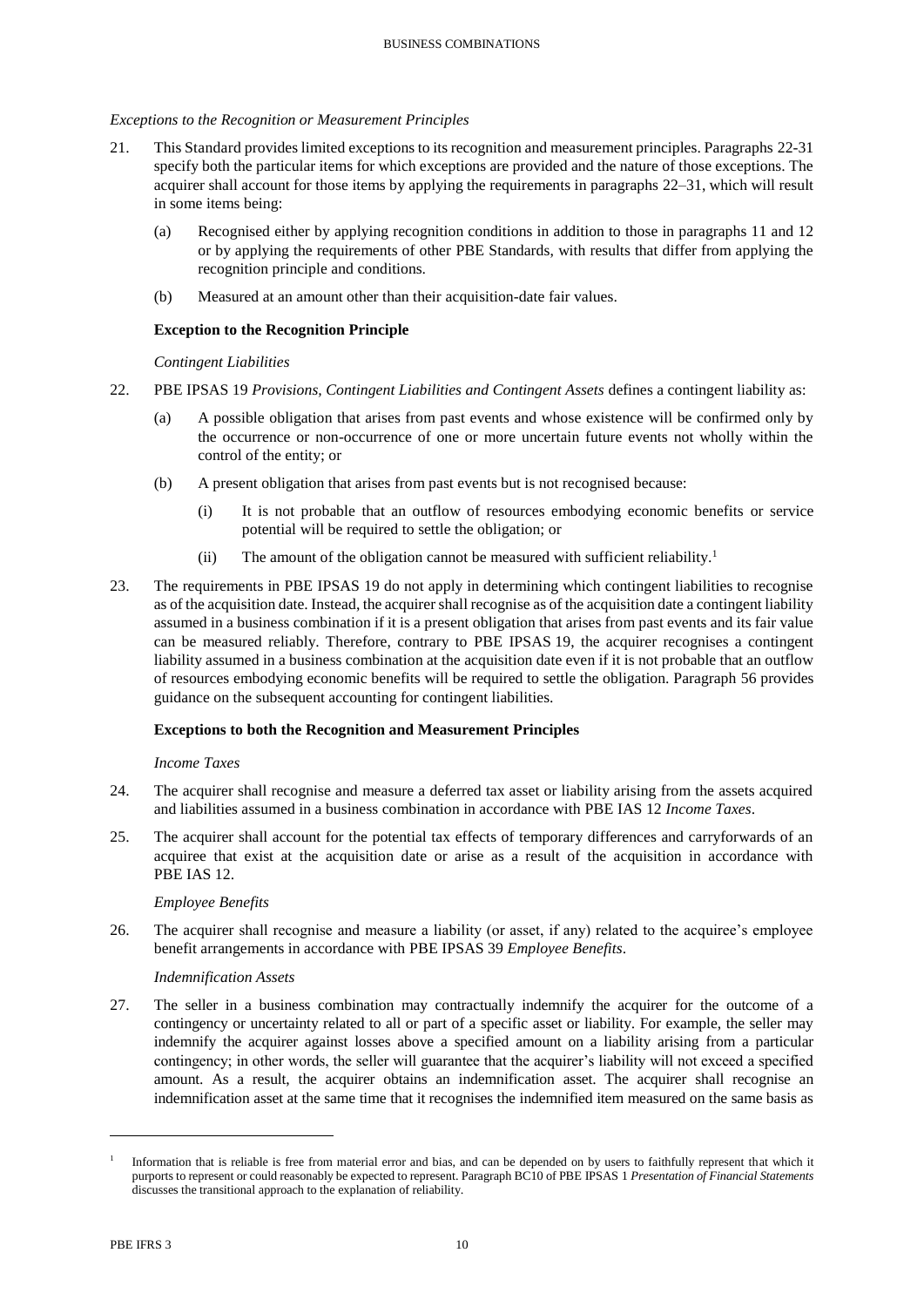*Exceptions to the Recognition or Measurement Principles*

21. This Standard provides limited exceptions to its recognition and measurement principles. Paragraphs 22-31 specify both the particular items for which exceptions are provided and the nature of those exceptions. The acquirer shall account for those items by applying the requirements in paragraphs 22–31, which will result in some items being:

    (a) Recognised either by applying recognition conditions in addition to those in paragraphs 11 and 12 or by applying the requirements of other PBE Standards, with results that differ from applying the recognition principle and conditions.

    (b) Measured at an amount other than their acquisition-date fair values.

**Exception to the Recognition Principle**

*Contingent Liabilities*

22. PBE IPSAS 19 *Provisions, Contingent Liabilities and Contingent Assets* defines a contingent liability as:

    (a) A possible obligation that arises from past events and whose existence will be confirmed only by the occurrence or non-occurrence of one or more uncertain future events not wholly within the control of the entity; or

    (b) A present obligation that arises from past events but is not recognised because:

        (i) It is not probable that an outflow of resources embodying economic benefits or service potential will be required to settle the obligation; or

        (ii) The amount of the obligation cannot be measured with sufficient reliability.[1]

23. The requirements in PBE IPSAS 19 do not apply in determining which contingent liabilities to recognise as of the acquisition date. Instead, the acquirer shall recognise as of the acquisition date a contingent liability assumed in a business combination if it is a present obligation that arises from past events and its fair value can be measured reliably. Therefore, contrary to PBE IPSAS 19, the acquirer recognises a contingent liability assumed in a business combination at the acquisition date even if it is not probable that an outflow of resources embodying economic benefits will be required to settle the obligation. Paragraph 56 provides guidance on the subsequent accounting for contingent liabilities.

**Exceptions to both the Recognition and Measurement Principles**

*Income Taxes*

24. The acquirer shall recognise and measure a deferred tax asset or liability arising from the assets acquired and liabilities assumed in a business combination in accordance with PBE IAS 12 *Income Taxes*.

25. The acquirer shall account for the potential tax effects of temporary differences and carryforwards of an acquiree that exist at the acquisition date or arise as a result of the acquisition in accordance with PBE IAS 12.

*Employee Benefits*

26. The acquirer shall recognise and measure a liability (or asset, if any) related to the acquiree's employee benefit arrangements in accordance with PBE IPSAS 39 *Employee Benefits*.

*Indemnification Assets*

27. The seller in a business combination may contractually indemnify the acquirer for the outcome of a contingency or uncertainty related to all or part of a specific asset or liability. For example, the seller may indemnify the acquirer against losses above a specified amount on a liability arising from a particular contingency; in other words, the seller will guarantee that the acquirer's liability will not exceed a specified amount. As a result, the acquirer obtains an indemnification asset. The acquirer shall recognise an indemnification asset at the same time that it recognises the indemnified item measured on the same basis as

---

[1] Information that is reliable is free from material error and bias, and can be depended on by users to faithfully represent that which it purports to represent or could reasonably be expected to represent. Paragraph BC10 of PBE IPSAS 1 *Presentation of Financial Statements* discusses the transitional approach to the explanation of reliability.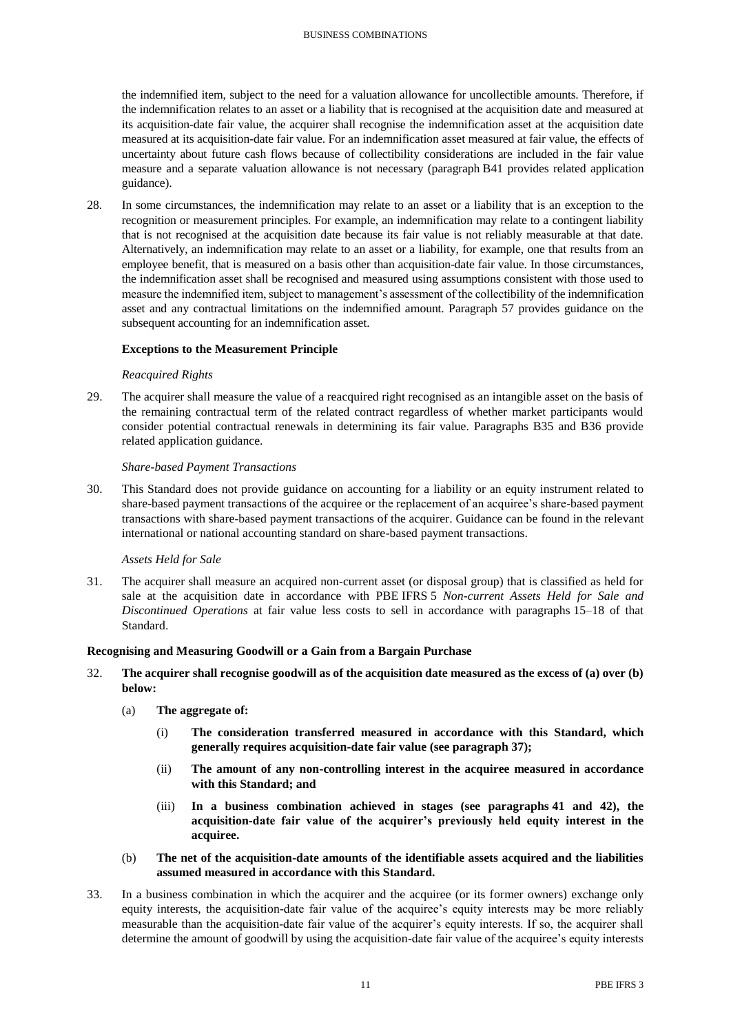the indemnified item, subject to the need for a valuation allowance for uncollectible amounts. Therefore, if the indemnification relates to an asset or a liability that is recognised at the acquisition date and measured at its acquisition-date fair value, the acquirer shall recognise the indemnification asset at the acquisition date measured at its acquisition-date fair value. For an indemnification asset measured at fair value, the effects of uncertainty about future cash flows because of collectibility considerations are included in the fair value measure and a separate valuation allowance is not necessary (paragraph B41 provides related application guidance).

28. In some circumstances, the indemnification may relate to an asset or a liability that is an exception to the recognition or measurement principles. For example, an indemnification may relate to a contingent liability that is not recognised at the acquisition date because its fair value is not reliably measurable at that date. Alternatively, an indemnification may relate to an asset or a liability, for example, one that results from an employee benefit, that is measured on a basis other than acquisition-date fair value. In those circumstances, the indemnification asset shall be recognised and measured using assumptions consistent with those used to measure the indemnified item, subject to management's assessment of the collectibility of the indemnification asset and any contractual limitations on the indemnified amount. Paragraph 57 provides guidance on the subsequent accounting for an indemnification asset.

### Exceptions to the Measurement Principle

*Reacquired Rights*

29. The acquirer shall measure the value of a reacquired right recognised as an intangible asset on the basis of the remaining contractual term of the related contract regardless of whether market participants would consider potential contractual renewals in determining its fair value. Paragraphs B35 and B36 provide related application guidance.

*Share-based Payment Transactions*

30. This Standard does not provide guidance on accounting for a liability or an equity instrument related to share-based payment transactions of the acquiree or the replacement of an acquiree's share-based payment transactions with share-based payment transactions of the acquirer. Guidance can be found in the relevant international or national accounting standard on share-based payment transactions.

*Assets Held for Sale*

31. The acquirer shall measure an acquired non-current asset (or disposal group) that is classified as held for sale at the acquisition date in accordance with PBE IFRS 5 *Non-current Assets Held for Sale and Discontinued Operations* at fair value less costs to sell in accordance with paragraphs 15–18 of that Standard.

## Recognising and Measuring Goodwill or a Gain from a Bargain Purchase

32. **The acquirer shall recognise goodwill as of the acquisition date measured as the excess of (a) over (b) below:**

    (a) **The aggregate of:**

    (i) **The consideration transferred measured in accordance with this Standard, which generally requires acquisition-date fair value (see paragraph 37);**

    (ii) **The amount of any non-controlling interest in the acquiree measured in accordance with this Standard; and**

    (iii) **In a business combination achieved in stages (see paragraphs 41 and 42), the acquisition-date fair value of the acquirer's previously held equity interest in the acquiree.**

    (b) **The net of the acquisition-date amounts of the identifiable assets acquired and the liabilities assumed measured in accordance with this Standard.**

33. In a business combination in which the acquirer and the acquiree (or its former owners) exchange only equity interests, the acquisition-date fair value of the acquiree's equity interests may be more reliably measurable than the acquisition-date fair value of the acquirer's equity interests. If so, the acquirer shall determine the amount of goodwill by using the acquisition-date fair value of the acquiree's equity interests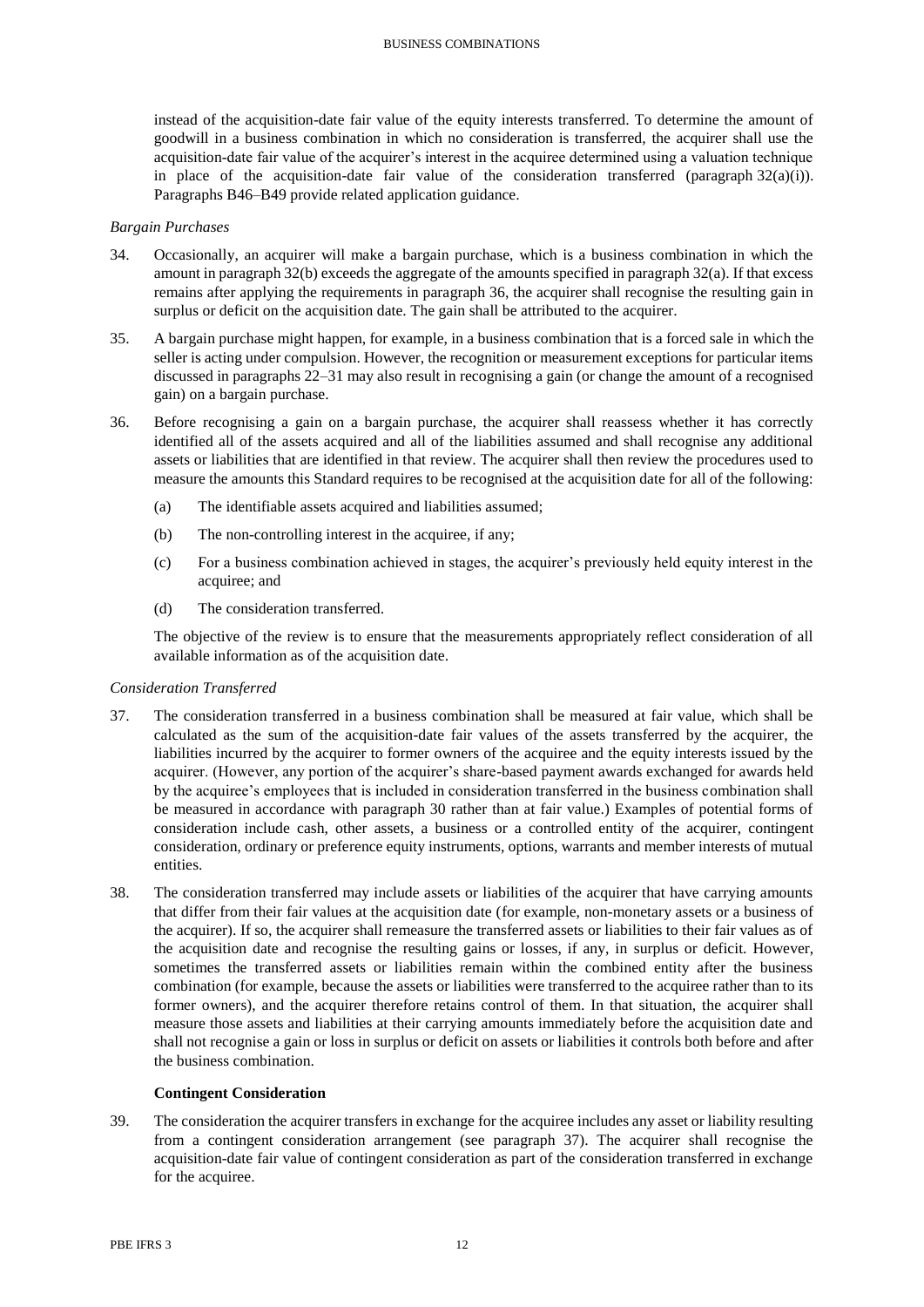instead of the acquisition-date fair value of the equity interests transferred. To determine the amount of goodwill in a business combination in which no consideration is transferred, the acquirer shall use the acquisition-date fair value of the acquirer's interest in the acquiree determined using a valuation technique in place of the acquisition-date fair value of the consideration transferred (paragraph 32(a)(i)). Paragraphs B46–B49 provide related application guidance.

*Bargain Purchases*

34. Occasionally, an acquirer will make a bargain purchase, which is a business combination in which the amount in paragraph 32(b) exceeds the aggregate of the amounts specified in paragraph 32(a). If that excess remains after applying the requirements in paragraph 36, the acquirer shall recognise the resulting gain in surplus or deficit on the acquisition date. The gain shall be attributed to the acquirer.

35. A bargain purchase might happen, for example, in a business combination that is a forced sale in which the seller is acting under compulsion. However, the recognition or measurement exceptions for particular items discussed in paragraphs 22–31 may also result in recognising a gain (or change the amount of a recognised gain) on a bargain purchase.

36. Before recognising a gain on a bargain purchase, the acquirer shall reassess whether it has correctly identified all of the assets acquired and all of the liabilities assumed and shall recognise any additional assets or liabilities that are identified in that review. The acquirer shall then review the procedures used to measure the amounts this Standard requires to be recognised at the acquisition date for all of the following:

    (a) The identifiable assets acquired and liabilities assumed;

    (b) The non-controlling interest in the acquiree, if any;

    (c) For a business combination achieved in stages, the acquirer's previously held equity interest in the acquiree; and

    (d) The consideration transferred.

    The objective of the review is to ensure that the measurements appropriately reflect consideration of all available information as of the acquisition date.

*Consideration Transferred*

37. The consideration transferred in a business combination shall be measured at fair value, which shall be calculated as the sum of the acquisition-date fair values of the assets transferred by the acquirer, the liabilities incurred by the acquirer to former owners of the acquiree and the equity interests issued by the acquirer. (However, any portion of the acquirer's share-based payment awards exchanged for awards held by the acquiree's employees that is included in consideration transferred in the business combination shall be measured in accordance with paragraph 30 rather than at fair value.) Examples of potential forms of consideration include cash, other assets, a business or a controlled entity of the acquirer, contingent consideration, ordinary or preference equity instruments, options, warrants and member interests of mutual entities.

38. The consideration transferred may include assets or liabilities of the acquirer that have carrying amounts that differ from their fair values at the acquisition date (for example, non-monetary assets or a business of the acquirer). If so, the acquirer shall remeasure the transferred assets or liabilities to their fair values as of the acquisition date and recognise the resulting gains or losses, if any, in surplus or deficit. However, sometimes the transferred assets or liabilities remain within the combined entity after the business combination (for example, because the assets or liabilities were transferred to the acquiree rather than to its former owners), and the acquirer therefore retains control of them. In that situation, the acquirer shall measure those assets and liabilities at their carrying amounts immediately before the acquisition date and shall not recognise a gain or loss in surplus or deficit on assets or liabilities it controls both before and after the business combination.

**Contingent Consideration**

39. The consideration the acquirer transfers in exchange for the acquiree includes any asset or liability resulting from a contingent consideration arrangement (see paragraph 37). The acquirer shall recognise the acquisition-date fair value of contingent consideration as part of the consideration transferred in exchange for the acquiree.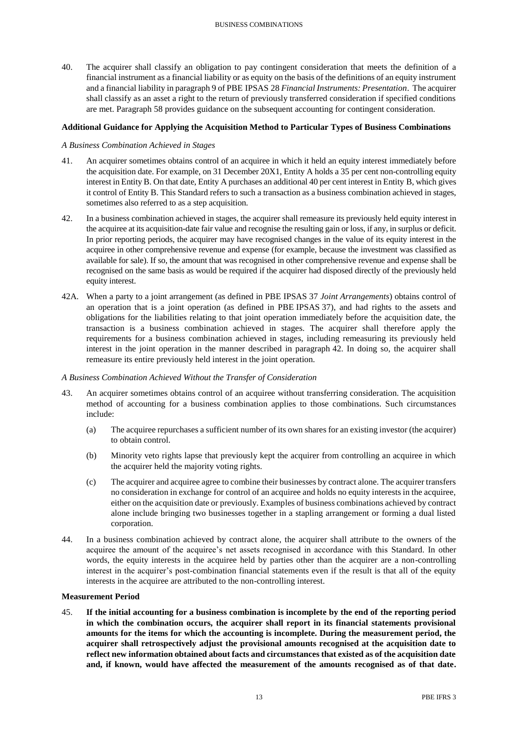40. The acquirer shall classify an obligation to pay contingent consideration that meets the definition of a financial instrument as a financial liability or as equity on the basis of the definitions of an equity instrument and a financial liability in paragraph 9 of PBE IPSAS 28 *Financial Instruments: Presentation*. The acquirer shall classify as an asset a right to the return of previously transferred consideration if specified conditions are met. Paragraph 58 provides guidance on the subsequent accounting for contingent consideration.

### Additional Guidance for Applying the Acquisition Method to Particular Types of Business Combinations

*A Business Combination Achieved in Stages*

41. An acquirer sometimes obtains control of an acquiree in which it held an equity interest immediately before the acquisition date. For example, on 31 December 20X1, Entity A holds a 35 per cent non-controlling equity interest in Entity B. On that date, Entity A purchases an additional 40 per cent interest in Entity B, which gives it control of Entity B. This Standard refers to such a transaction as a business combination achieved in stages, sometimes also referred to as a step acquisition.

42. In a business combination achieved in stages, the acquirer shall remeasure its previously held equity interest in the acquiree at its acquisition-date fair value and recognise the resulting gain or loss, if any, in surplus or deficit. In prior reporting periods, the acquirer may have recognised changes in the value of its equity interest in the acquiree in other comprehensive revenue and expense (for example, because the investment was classified as available for sale). If so, the amount that was recognised in other comprehensive revenue and expense shall be recognised on the same basis as would be required if the acquirer had disposed directly of the previously held equity interest.

42A. When a party to a joint arrangement (as defined in PBE IPSAS 37 *Joint Arrangements*) obtains control of an operation that is a joint operation (as defined in PBE IPSAS 37), and had rights to the assets and obligations for the liabilities relating to that joint operation immediately before the acquisition date, the transaction is a business combination achieved in stages. The acquirer shall therefore apply the requirements for a business combination achieved in stages, including remeasuring its previously held interest in the joint operation in the manner described in paragraph 42. In doing so, the acquirer shall remeasure its entire previously held interest in the joint operation.

*A Business Combination Achieved Without the Transfer of Consideration*

43. An acquirer sometimes obtains control of an acquiree without transferring consideration. The acquisition method of accounting for a business combination applies to those combinations. Such circumstances include:

    (a) The acquiree repurchases a sufficient number of its own shares for an existing investor (the acquirer) to obtain control.

    (b) Minority veto rights lapse that previously kept the acquirer from controlling an acquiree in which the acquirer held the majority voting rights.

    (c) The acquirer and acquiree agree to combine their businesses by contract alone. The acquirer transfers no consideration in exchange for control of an acquiree and holds no equity interests in the acquiree, either on the acquisition date or previously. Examples of business combinations achieved by contract alone include bringing two businesses together in a stapling arrangement or forming a dual listed corporation.

44. In a business combination achieved by contract alone, the acquirer shall attribute to the owners of the acquiree the amount of the acquiree's net assets recognised in accordance with this Standard. In other words, the equity interests in the acquiree held by parties other than the acquirer are a non-controlling interest in the acquirer's post-combination financial statements even if the result is that all of the equity interests in the acquiree are attributed to the non-controlling interest.

### Measurement Period

45. **If the initial accounting for a business combination is incomplete by the end of the reporting period in which the combination occurs, the acquirer shall report in its financial statements provisional amounts for the items for which the accounting is incomplete. During the measurement period, the acquirer shall retrospectively adjust the provisional amounts recognised at the acquisition date to reflect new information obtained about facts and circumstances that existed as of the acquisition date and, if known, would have affected the measurement of the amounts recognised as of that date.**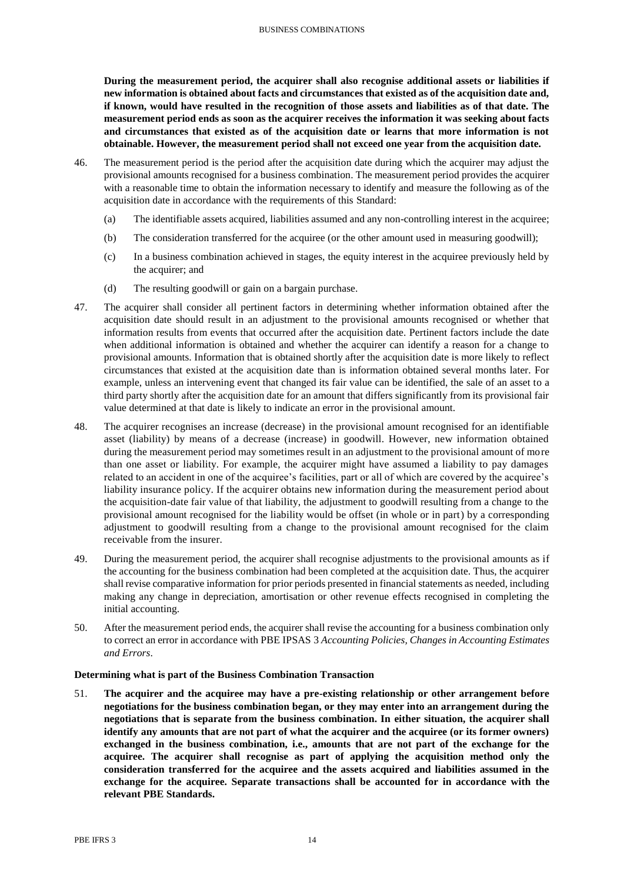**During the measurement period, the acquirer shall also recognise additional assets or liabilities if new information is obtained about facts and circumstances that existed as of the acquisition date and, if known, would have resulted in the recognition of those assets and liabilities as of that date. The measurement period ends as soon as the acquirer receives the information it was seeking about facts and circumstances that existed as of the acquisition date or learns that more information is not obtainable. However, the measurement period shall not exceed one year from the acquisition date.**

46. The measurement period is the period after the acquisition date during which the acquirer may adjust the provisional amounts recognised for a business combination. The measurement period provides the acquirer with a reasonable time to obtain the information necessary to identify and measure the following as of the acquisition date in accordance with the requirements of this Standard:

    (a) The identifiable assets acquired, liabilities assumed and any non-controlling interest in the acquiree;

    (b) The consideration transferred for the acquiree (or the other amount used in measuring goodwill);

    (c) In a business combination achieved in stages, the equity interest in the acquiree previously held by the acquirer; and

    (d) The resulting goodwill or gain on a bargain purchase.

47. The acquirer shall consider all pertinent factors in determining whether information obtained after the acquisition date should result in an adjustment to the provisional amounts recognised or whether that information results from events that occurred after the acquisition date. Pertinent factors include the date when additional information is obtained and whether the acquirer can identify a reason for a change to provisional amounts. Information that is obtained shortly after the acquisition date is more likely to reflect circumstances that existed at the acquisition date than is information obtained several months later. For example, unless an intervening event that changed its fair value can be identified, the sale of an asset to a third party shortly after the acquisition date for an amount that differs significantly from its provisional fair value determined at that date is likely to indicate an error in the provisional amount.

48. The acquirer recognises an increase (decrease) in the provisional amount recognised for an identifiable asset (liability) by means of a decrease (increase) in goodwill. However, new information obtained during the measurement period may sometimes result in an adjustment to the provisional amount of more than one asset or liability. For example, the acquirer might have assumed a liability to pay damages related to an accident in one of the acquiree's facilities, part or all of which are covered by the acquiree's liability insurance policy. If the acquirer obtains new information during the measurement period about the acquisition-date fair value of that liability, the adjustment to goodwill resulting from a change to the provisional amount recognised for the liability would be offset (in whole or in part) by a corresponding adjustment to goodwill resulting from a change to the provisional amount recognised for the claim receivable from the insurer.

49. During the measurement period, the acquirer shall recognise adjustments to the provisional amounts as if the accounting for the business combination had been completed at the acquisition date. Thus, the acquirer shall revise comparative information for prior periods presented in financial statements as needed, including making any change in depreciation, amortisation or other revenue effects recognised in completing the initial accounting.

50. After the measurement period ends, the acquirer shall revise the accounting for a business combination only to correct an error in accordance with PBE IPSAS 3 *Accounting Policies, Changes in Accounting Estimates and Errors*.

### Determining what is part of the Business Combination Transaction

51. **The acquirer and the acquiree may have a pre-existing relationship or other arrangement before negotiations for the business combination began, or they may enter into an arrangement during the negotiations that is separate from the business combination. In either situation, the acquirer shall identify any amounts that are not part of what the acquirer and the acquiree (or its former owners) exchanged in the business combination, i.e., amounts that are not part of the exchange for the acquiree. The acquirer shall recognise as part of applying the acquisition method only the consideration transferred for the acquiree and the assets acquired and liabilities assumed in the exchange for the acquiree. Separate transactions shall be accounted for in accordance with the relevant PBE Standards.**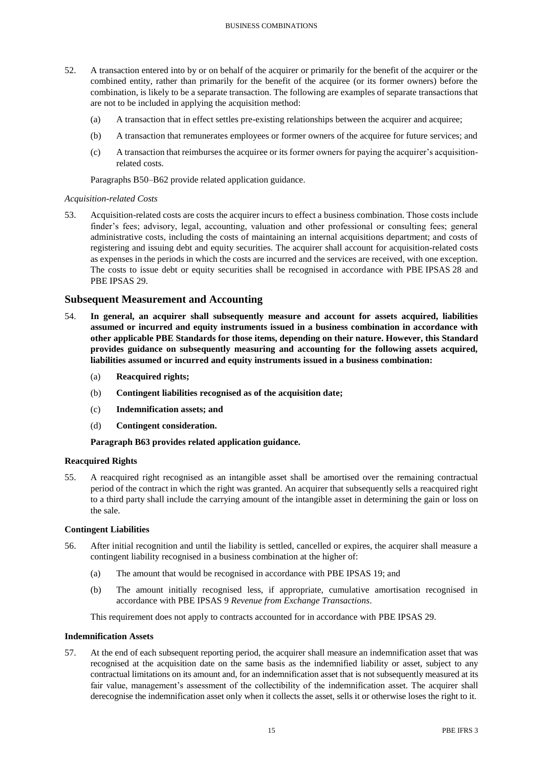52. A transaction entered into by or on behalf of the acquirer or primarily for the benefit of the acquirer or the combined entity, rather than primarily for the benefit of the acquiree (or its former owners) before the combination, is likely to be a separate transaction. The following are examples of separate transactions that are not to be included in applying the acquisition method:

    (a) A transaction that in effect settles pre-existing relationships between the acquirer and acquiree;

    (b) A transaction that remunerates employees or former owners of the acquiree for future services; and

    (c) A transaction that reimburses the acquiree or its former owners for paying the acquirer's acquisition-related costs.

    Paragraphs B50–B62 provide related application guidance.

*Acquisition-related Costs*

53. Acquisition-related costs are costs the acquirer incurs to effect a business combination. Those costs include finder's fees; advisory, legal, accounting, valuation and other professional or consulting fees; general administrative costs, including the costs of maintaining an internal acquisitions department; and costs of registering and issuing debt and equity securities. The acquirer shall account for acquisition-related costs as expenses in the periods in which the costs are incurred and the services are received, with one exception. The costs to issue debt or equity securities shall be recognised in accordance with PBE IPSAS 28 and PBE IPSAS 29.

## Subsequent Measurement and Accounting

54. **In general, an acquirer shall subsequently measure and account for assets acquired, liabilities assumed or incurred and equity instruments issued in a business combination in accordance with other applicable PBE Standards for those items, depending on their nature. However, this Standard provides guidance on subsequently measuring and accounting for the following assets acquired, liabilities assumed or incurred and equity instruments issued in a business combination:**

    (a) **Reacquired rights;**

    (b) **Contingent liabilities recognised as of the acquisition date;**

    (c) **Indemnification assets; and**

    (d) **Contingent consideration.**

    **Paragraph B63 provides related application guidance.**

### Reacquired Rights

55. A reacquired right recognised as an intangible asset shall be amortised over the remaining contractual period of the contract in which the right was granted. An acquirer that subsequently sells a reacquired right to a third party shall include the carrying amount of the intangible asset in determining the gain or loss on the sale.

### Contingent Liabilities

56. After initial recognition and until the liability is settled, cancelled or expires, the acquirer shall measure a contingent liability recognised in a business combination at the higher of:

    (a) The amount that would be recognised in accordance with PBE IPSAS 19; and

    (b) The amount initially recognised less, if appropriate, cumulative amortisation recognised in accordance with PBE IPSAS 9 *Revenue from Exchange Transactions*.

    This requirement does not apply to contracts accounted for in accordance with PBE IPSAS 29.

### Indemnification Assets

57. At the end of each subsequent reporting period, the acquirer shall measure an indemnification asset that was recognised at the acquisition date on the same basis as the indemnified liability or asset, subject to any contractual limitations on its amount and, for an indemnification asset that is not subsequently measured at its fair value, management's assessment of the collectibility of the indemnification asset. The acquirer shall derecognise the indemnification asset only when it collects the asset, sells it or otherwise loses the right to it.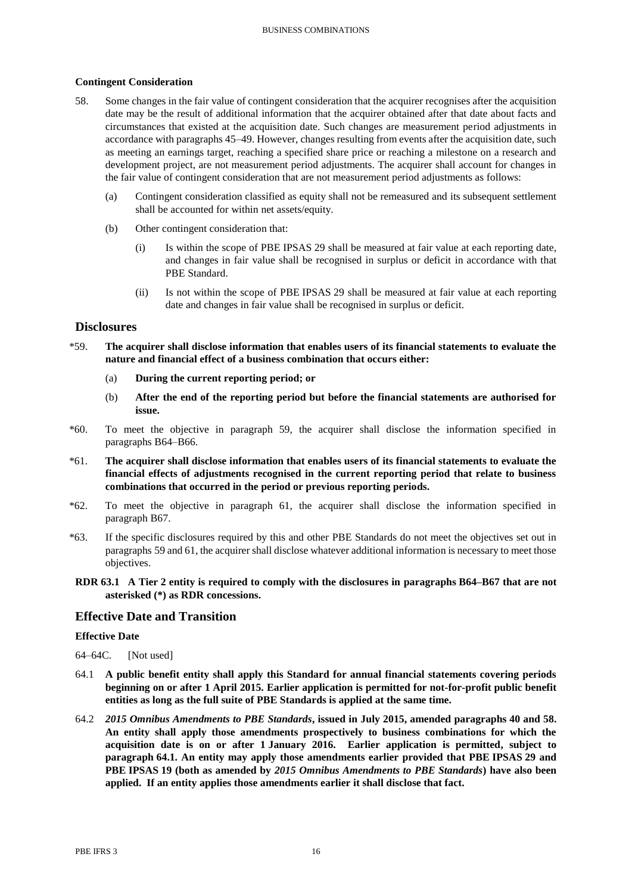### Contingent Consideration

58. Some changes in the fair value of contingent consideration that the acquirer recognises after the acquisition date may be the result of additional information that the acquirer obtained after that date about facts and circumstances that existed at the acquisition date. Such changes are measurement period adjustments in accordance with paragraphs 45–49. However, changes resulting from events after the acquisition date, such as meeting an earnings target, reaching a specified share price or reaching a milestone on a research and development project, are not measurement period adjustments. The acquirer shall account for changes in the fair value of contingent consideration that are not measurement period adjustments as follows:

    (a) Contingent consideration classified as equity shall not be remeasured and its subsequent settlement shall be accounted for within net assets/equity.

    (b) Other contingent consideration that:

        (i) Is within the scope of PBE IPSAS 29 shall be measured at fair value at each reporting date, and changes in fair value shall be recognised in surplus or deficit in accordance with that PBE Standard.

        (ii) Is not within the scope of PBE IPSAS 29 shall be measured at fair value at each reporting date and changes in fair value shall be recognised in surplus or deficit.

## Disclosures

*59. **The acquirer shall disclose information that enables users of its financial statements to evaluate the nature and financial effect of a business combination that occurs either:**

    (a) **During the current reporting period; or**

    (b) **After the end of the reporting period but before the financial statements are authorised for issue.**

*60. To meet the objective in paragraph 59, the acquirer shall disclose the information specified in paragraphs B64–B66.

*61. **The acquirer shall disclose information that enables users of its financial statements to evaluate the financial effects of adjustments recognised in the current reporting period that relate to business combinations that occurred in the period or previous reporting periods.**

*62. To meet the objective in paragraph 61, the acquirer shall disclose the information specified in paragraph B67.

*63. If the specific disclosures required by this and other PBE Standards do not meet the objectives set out in paragraphs 59 and 61, the acquirer shall disclose whatever additional information is necessary to meet those objectives.

**RDR 63.1 A Tier 2 entity is required to comply with the disclosures in paragraphs B64–B67 that are not asterisked (*) as RDR concessions.**

## Effective Date and Transition

### Effective Date

64–64C. [Not used]

64.1 **A public benefit entity shall apply this Standard for annual financial statements covering periods beginning on or after 1 April 2015. Earlier application is permitted for not-for-profit public benefit entities as long as the full suite of PBE Standards is applied at the same time.**

64.2 ***2015 Omnibus Amendments to PBE Standards*, issued in July 2015, amended paragraphs 40 and 58. An entity shall apply those amendments prospectively to business combinations for which the acquisition date is on or after 1 January 2016. Earlier application is permitted, subject to paragraph 64.1. An entity may apply those amendments earlier provided that PBE IPSAS 29 and PBE IPSAS 19 (both as amended by *2015 Omnibus Amendments to PBE Standards*) have also been applied. If an entity applies those amendments earlier it shall disclose that fact.**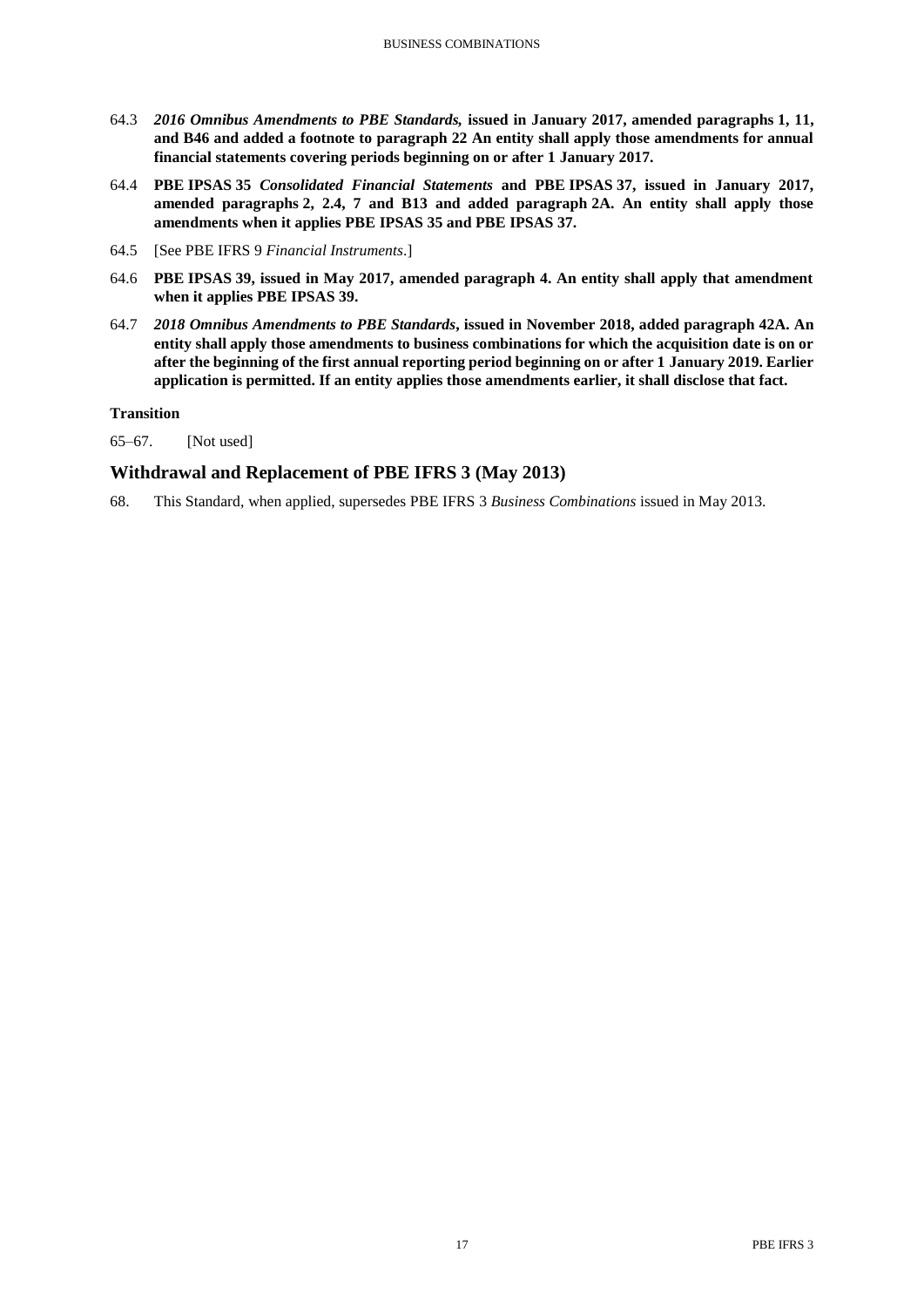64.3 ***2016 Omnibus Amendments to PBE Standards*, issued in January 2017, amended paragraphs 1, 11, and B46 and added a footnote to paragraph 22 An entity shall apply those amendments for annual financial statements covering periods beginning on or after 1 January 2017.**

64.4 **PBE IPSAS 35 *Consolidated Financial Statements* and PBE IPSAS 37, issued in January 2017, amended paragraphs 2, 2.4, 7 and B13 and added paragraph 2A. An entity shall apply those amendments when it applies PBE IPSAS 35 and PBE IPSAS 37.**

64.5 [See PBE IFRS 9 *Financial Instruments*.]

64.6 **PBE IPSAS 39, issued in May 2017, amended paragraph 4. An entity shall apply that amendment when it applies PBE IPSAS 39.**

64.7 ***2018 Omnibus Amendments to PBE Standards*, issued in November 2018, added paragraph 42A. An entity shall apply those amendments to business combinations for which the acquisition date is on or after the beginning of the first annual reporting period beginning on or after 1 January 2019. Earlier application is permitted. If an entity applies those amendments earlier, it shall disclose that fact.**

**Transition**

65–67. [Not used]

## Withdrawal and Replacement of PBE IFRS 3 (May 2013)

68. This Standard, when applied, supersedes PBE IFRS 3 *Business Combinations* issued in May 2013.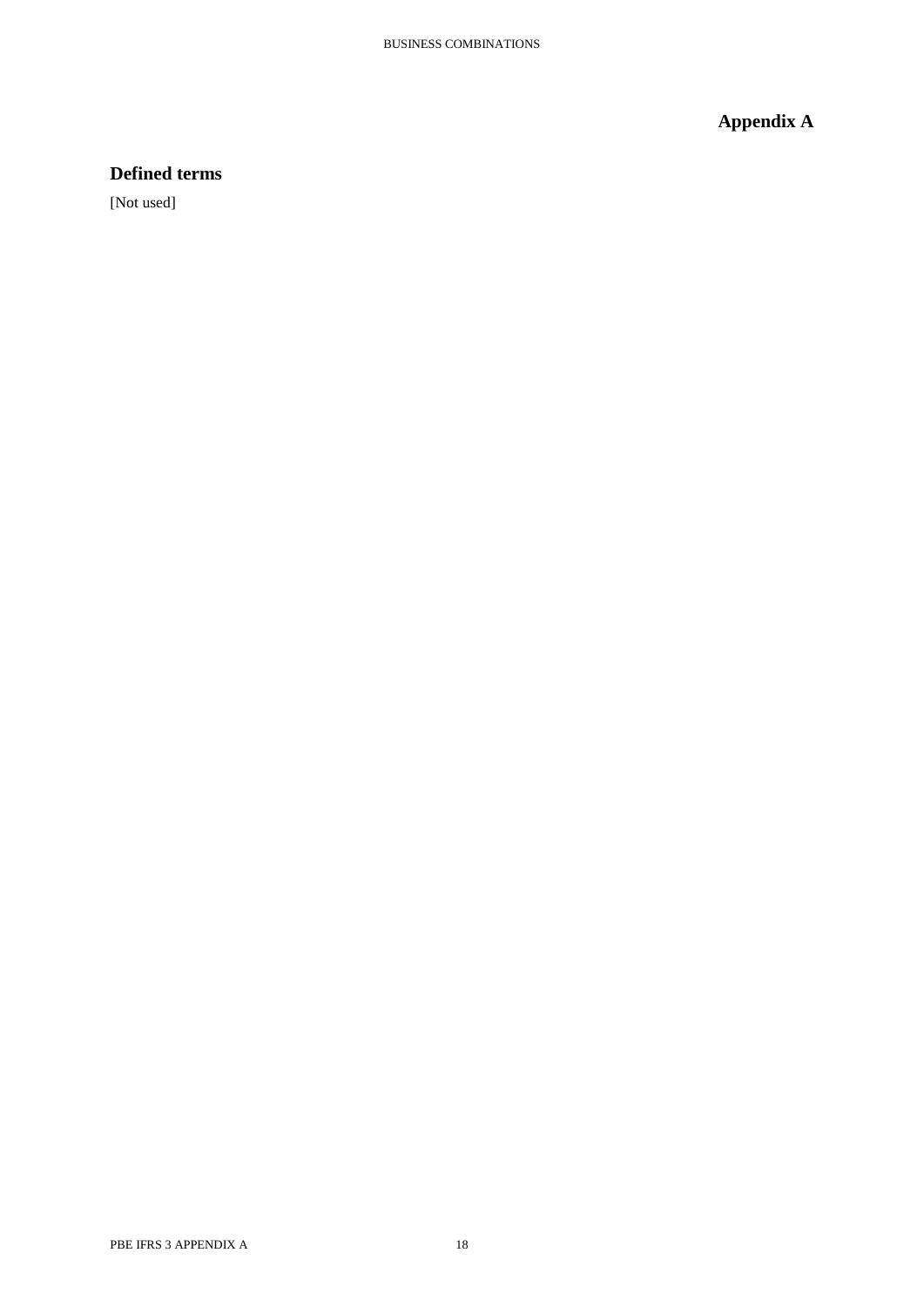# Appendix A

## Defined terms

[Not used]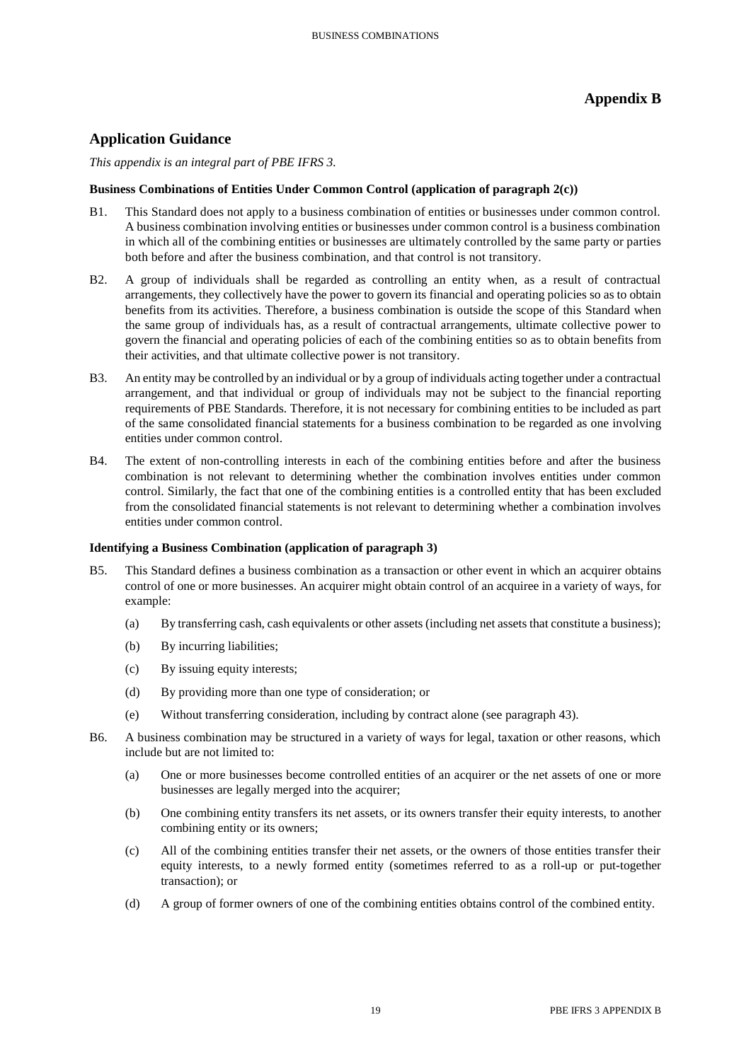# Appendix B

## Application Guidance

*This appendix is an integral part of PBE IFRS 3.*

**Business Combinations of Entities Under Common Control (application of paragraph 2(c))**

B1. This Standard does not apply to a business combination of entities or businesses under common control. A business combination involving entities or businesses under common control is a business combination in which all of the combining entities or businesses are ultimately controlled by the same party or parties both before and after the business combination, and that control is not transitory.

B2. A group of individuals shall be regarded as controlling an entity when, as a result of contractual arrangements, they collectively have the power to govern its financial and operating policies so as to obtain benefits from its activities. Therefore, a business combination is outside the scope of this Standard when the same group of individuals has, as a result of contractual arrangements, ultimate collective power to govern the financial and operating policies of each of the combining entities so as to obtain benefits from their activities, and that ultimate collective power is not transitory.

B3. An entity may be controlled by an individual or by a group of individuals acting together under a contractual arrangement, and that individual or group of individuals may not be subject to the financial reporting requirements of PBE Standards. Therefore, it is not necessary for combining entities to be included as part of the same consolidated financial statements for a business combination to be regarded as one involving entities under common control.

B4. The extent of non-controlling interests in each of the combining entities before and after the business combination is not relevant to determining whether the combination involves entities under common control. Similarly, the fact that one of the combining entities is a controlled entity that has been excluded from the consolidated financial statements is not relevant to determining whether a combination involves entities under common control.

**Identifying a Business Combination (application of paragraph 3)**

B5. This Standard defines a business combination as a transaction or other event in which an acquirer obtains control of one or more businesses. An acquirer might obtain control of an acquiree in a variety of ways, for example:

- (a) By transferring cash, cash equivalents or other assets (including net assets that constitute a business);
- (b) By incurring liabilities;
- (c) By issuing equity interests;
- (d) By providing more than one type of consideration; or
- (e) Without transferring consideration, including by contract alone (see paragraph 43).

B6. A business combination may be structured in a variety of ways for legal, taxation or other reasons, which include but are not limited to:

- (a) One or more businesses become controlled entities of an acquirer or the net assets of one or more businesses are legally merged into the acquirer;
- (b) One combining entity transfers its net assets, or its owners transfer their equity interests, to another combining entity or its owners;
- (c) All of the combining entities transfer their net assets, or the owners of those entities transfer their equity interests, to a newly formed entity (sometimes referred to as a roll-up or put-together transaction); or
- (d) A group of former owners of one of the combining entities obtains control of the combined entity.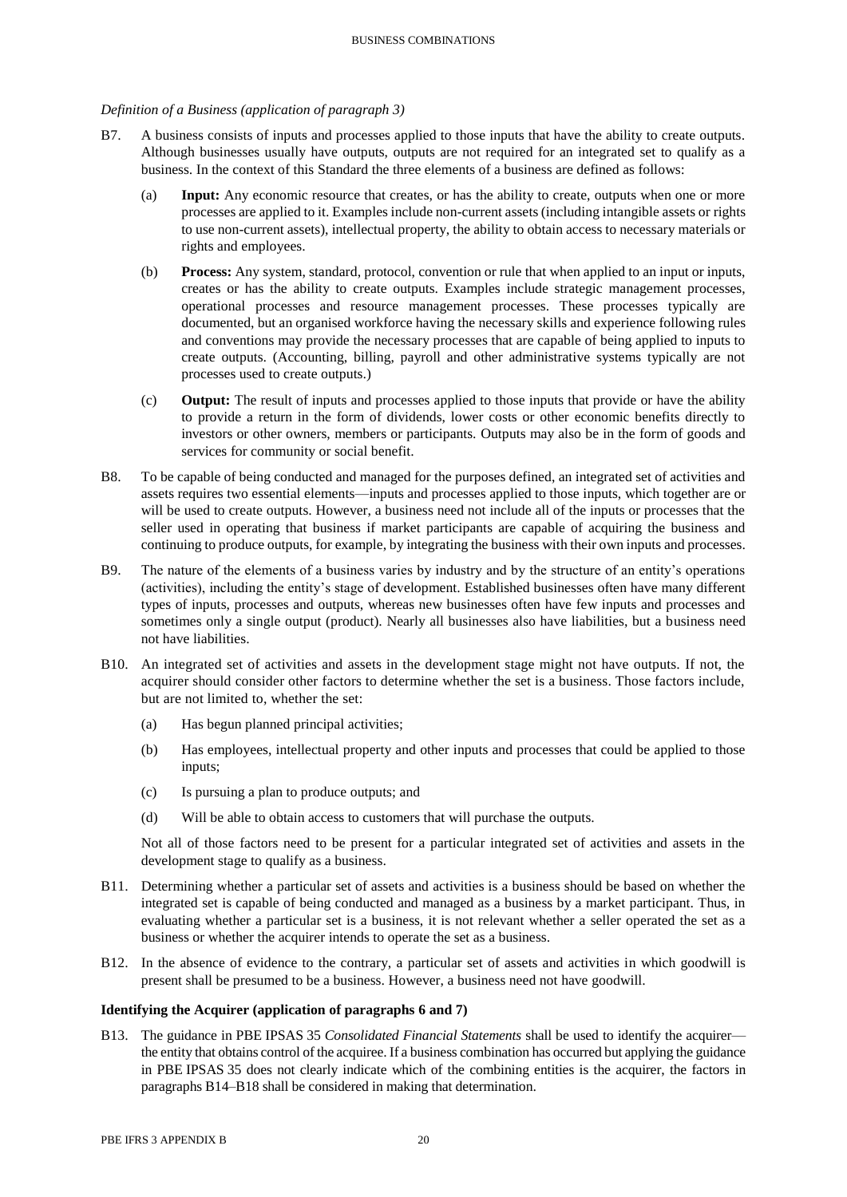*Definition of a Business (application of paragraph 3)*

B7. A business consists of inputs and processes applied to those inputs that have the ability to create outputs. Although businesses usually have outputs, outputs are not required for an integrated set to qualify as a business. In the context of this Standard the three elements of a business are defined as follows:

(a) **Input:** Any economic resource that creates, or has the ability to create, outputs when one or more processes are applied to it. Examples include non-current assets (including intangible assets or rights to use non-current assets), intellectual property, the ability to obtain access to necessary materials or rights and employees.

(b) **Process:** Any system, standard, protocol, convention or rule that when applied to an input or inputs, creates or has the ability to create outputs. Examples include strategic management processes, operational processes and resource management processes. These processes typically are documented, but an organised workforce having the necessary skills and experience following rules and conventions may provide the necessary processes that are capable of being applied to inputs to create outputs. (Accounting, billing, payroll and other administrative systems typically are not processes used to create outputs.)

(c) **Output:** The result of inputs and processes applied to those inputs that provide or have the ability to provide a return in the form of dividends, lower costs or other economic benefits directly to investors or other owners, members or participants. Outputs may also be in the form of goods and services for community or social benefit.

B8. To be capable of being conducted and managed for the purposes defined, an integrated set of activities and assets requires two essential elements—inputs and processes applied to those inputs, which together are or will be used to create outputs. However, a business need not include all of the inputs or processes that the seller used in operating that business if market participants are capable of acquiring the business and continuing to produce outputs, for example, by integrating the business with their own inputs and processes.

B9. The nature of the elements of a business varies by industry and by the structure of an entity's operations (activities), including the entity's stage of development. Established businesses often have many different types of inputs, processes and outputs, whereas new businesses often have few inputs and processes and sometimes only a single output (product). Nearly all businesses also have liabilities, but a business need not have liabilities.

B10. An integrated set of activities and assets in the development stage might not have outputs. If not, the acquirer should consider other factors to determine whether the set is a business. Those factors include, but are not limited to, whether the set:

(a) Has begun planned principal activities;

(b) Has employees, intellectual property and other inputs and processes that could be applied to those inputs;

(c) Is pursuing a plan to produce outputs; and

(d) Will be able to obtain access to customers that will purchase the outputs.

Not all of those factors need to be present for a particular integrated set of activities and assets in the development stage to qualify as a business.

B11. Determining whether a particular set of assets and activities is a business should be based on whether the integrated set is capable of being conducted and managed as a business by a market participant. Thus, in evaluating whether a particular set is a business, it is not relevant whether a seller operated the set as a business or whether the acquirer intends to operate the set as a business.

B12. In the absence of evidence to the contrary, a particular set of assets and activities in which goodwill is present shall be presumed to be a business. However, a business need not have goodwill.

**Identifying the Acquirer (application of paragraphs 6 and 7)**

B13. The guidance in PBE IPSAS 35 *Consolidated Financial Statements* shall be used to identify the acquirer—the entity that obtains control of the acquiree. If a business combination has occurred but applying the guidance in PBE IPSAS 35 does not clearly indicate which of the combining entities is the acquirer, the factors in paragraphs B14–B18 shall be considered in making that determination.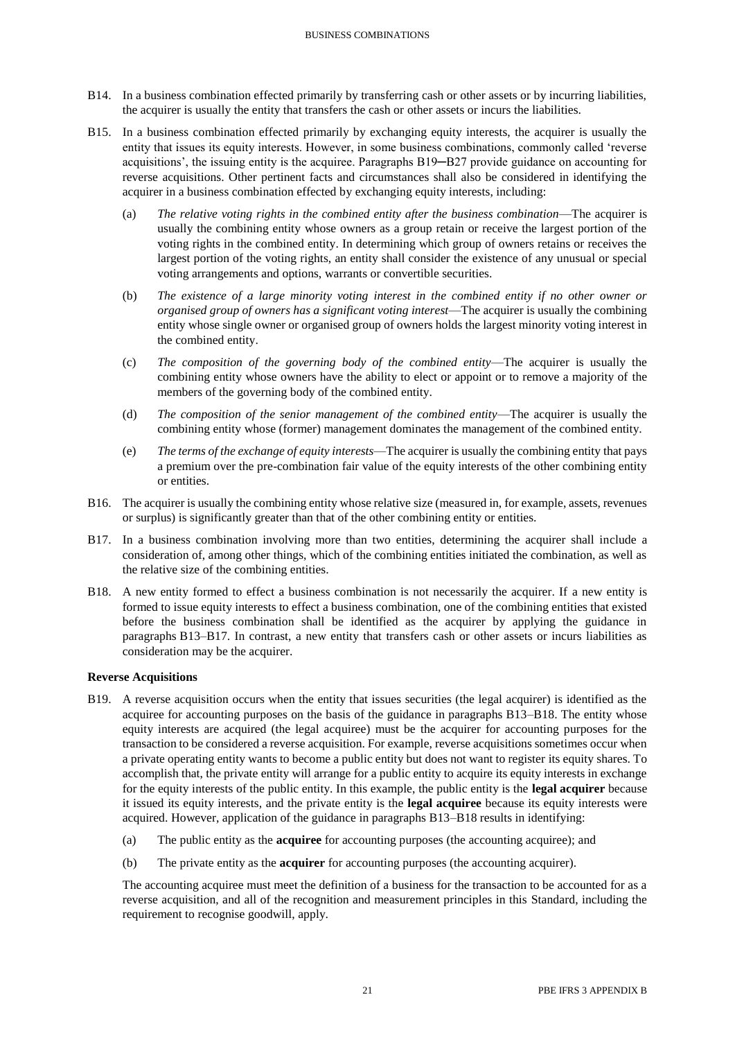B14. In a business combination effected primarily by transferring cash or other assets or by incurring liabilities, the acquirer is usually the entity that transfers the cash or other assets or incurs the liabilities.

B15. In a business combination effected primarily by exchanging equity interests, the acquirer is usually the entity that issues its equity interests. However, in some business combinations, commonly called 'reverse acquisitions', the issuing entity is the acquiree. Paragraphs B19─B27 provide guidance on accounting for reverse acquisitions. Other pertinent facts and circumstances shall also be considered in identifying the acquirer in a business combination effected by exchanging equity interests, including:

(a) *The relative voting rights in the combined entity after the business combination*—The acquirer is usually the combining entity whose owners as a group retain or receive the largest portion of the voting rights in the combined entity. In determining which group of owners retains or receives the largest portion of the voting rights, an entity shall consider the existence of any unusual or special voting arrangements and options, warrants or convertible securities.

(b) *The existence of a large minority voting interest in the combined entity if no other owner or organised group of owners has a significant voting interest*—The acquirer is usually the combining entity whose single owner or organised group of owners holds the largest minority voting interest in the combined entity.

(c) *The composition of the governing body of the combined entity*—The acquirer is usually the combining entity whose owners have the ability to elect or appoint or to remove a majority of the members of the governing body of the combined entity.

(d) *The composition of the senior management of the combined entity*—The acquirer is usually the combining entity whose (former) management dominates the management of the combined entity.

(e) *The terms of the exchange of equity interests*—The acquirer is usually the combining entity that pays a premium over the pre-combination fair value of the equity interests of the other combining entity or entities.

B16. The acquirer is usually the combining entity whose relative size (measured in, for example, assets, revenues or surplus) is significantly greater than that of the other combining entity or entities.

B17. In a business combination involving more than two entities, determining the acquirer shall include a consideration of, among other things, which of the combining entities initiated the combination, as well as the relative size of the combining entities.

B18. A new entity formed to effect a business combination is not necessarily the acquirer. If a new entity is formed to issue equity interests to effect a business combination, one of the combining entities that existed before the business combination shall be identified as the acquirer by applying the guidance in paragraphs B13–B17. In contrast, a new entity that transfers cash or other assets or incurs liabilities as consideration may be the acquirer.

**Reverse Acquisitions**

B19. A reverse acquisition occurs when the entity that issues securities (the legal acquirer) is identified as the acquiree for accounting purposes on the basis of the guidance in paragraphs B13–B18. The entity whose equity interests are acquired (the legal acquiree) must be the acquirer for accounting purposes for the transaction to be considered a reverse acquisition. For example, reverse acquisitions sometimes occur when a private operating entity wants to become a public entity but does not want to register its equity shares. To accomplish that, the private entity will arrange for a public entity to acquire its equity interests in exchange for the equity interests of the public entity. In this example, the public entity is the **legal acquirer** because it issued its equity interests, and the private entity is the **legal acquiree** because its equity interests were acquired. However, application of the guidance in paragraphs B13–B18 results in identifying:

(a) The public entity as the **acquiree** for accounting purposes (the accounting acquiree); and

(b) The private entity as the **acquirer** for accounting purposes (the accounting acquirer).

The accounting acquiree must meet the definition of a business for the transaction to be accounted for as a reverse acquisition, and all of the recognition and measurement principles in this Standard, including the requirement to recognise goodwill, apply.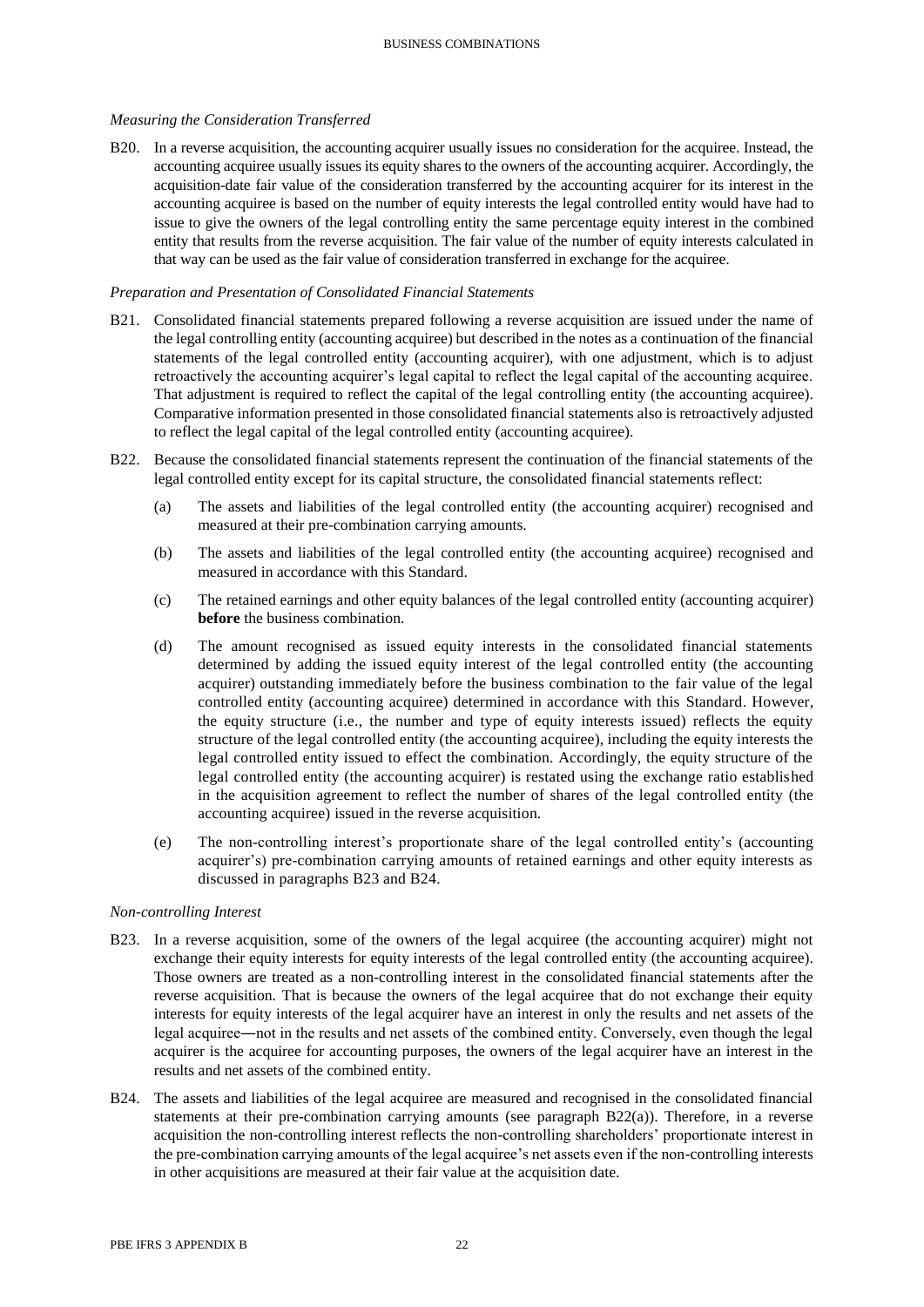*Measuring the Consideration Transferred*

B20. In a reverse acquisition, the accounting acquirer usually issues no consideration for the acquiree. Instead, the accounting acquiree usually issues its equity shares to the owners of the accounting acquirer. Accordingly, the acquisition-date fair value of the consideration transferred by the accounting acquirer for its interest in the accounting acquiree is based on the number of equity interests the legal controlled entity would have had to issue to give the owners of the legal controlling entity the same percentage equity interest in the combined entity that results from the reverse acquisition. The fair value of the number of equity interests calculated in that way can be used as the fair value of consideration transferred in exchange for the acquiree.

*Preparation and Presentation of Consolidated Financial Statements*

B21. Consolidated financial statements prepared following a reverse acquisition are issued under the name of the legal controlling entity (accounting acquiree) but described in the notes as a continuation of the financial statements of the legal controlled entity (accounting acquirer), with one adjustment, which is to adjust retroactively the accounting acquirer's legal capital to reflect the legal capital of the accounting acquiree. That adjustment is required to reflect the capital of the legal controlling entity (the accounting acquiree). Comparative information presented in those consolidated financial statements also is retroactively adjusted to reflect the legal capital of the legal controlled entity (accounting acquiree).

B22. Because the consolidated financial statements represent the continuation of the financial statements of the legal controlled entity except for its capital structure, the consolidated financial statements reflect:

(a) The assets and liabilities of the legal controlled entity (the accounting acquirer) recognised and measured at their pre-combination carrying amounts.

(b) The assets and liabilities of the legal controlled entity (the accounting acquiree) recognised and measured in accordance with this Standard.

(c) The retained earnings and other equity balances of the legal controlled entity (accounting acquirer) **before** the business combination.

(d) The amount recognised as issued equity interests in the consolidated financial statements determined by adding the issued equity interest of the legal controlled entity (the accounting acquirer) outstanding immediately before the business combination to the fair value of the legal controlled entity (accounting acquiree) determined in accordance with this Standard. However, the equity structure (i.e., the number and type of equity interests issued) reflects the equity structure of the legal controlled entity (the accounting acquiree), including the equity interests the legal controlled entity issued to effect the combination. Accordingly, the equity structure of the legal controlled entity (the accounting acquirer) is restated using the exchange ratio established in the acquisition agreement to reflect the number of shares of the legal controlled entity (the accounting acquiree) issued in the reverse acquisition.

(e) The non-controlling interest's proportionate share of the legal controlled entity's (accounting acquirer's) pre-combination carrying amounts of retained earnings and other equity interests as discussed in paragraphs B23 and B24.

*Non-controlling Interest*

B23. In a reverse acquisition, some of the owners of the legal acquiree (the accounting acquirer) might not exchange their equity interests for equity interests of the legal controlled entity (the accounting acquiree). Those owners are treated as a non-controlling interest in the consolidated financial statements after the reverse acquisition. That is because the owners of the legal acquiree that do not exchange their equity interests for equity interests of the legal acquirer have an interest in only the results and net assets of the legal acquiree—not in the results and net assets of the combined entity. Conversely, even though the legal acquirer is the acquiree for accounting purposes, the owners of the legal acquirer have an interest in the results and net assets of the combined entity.

B24. The assets and liabilities of the legal acquiree are measured and recognised in the consolidated financial statements at their pre-combination carrying amounts (see paragraph B22(a)). Therefore, in a reverse acquisition the non-controlling interest reflects the non-controlling shareholders' proportionate interest in the pre-combination carrying amounts of the legal acquiree's net assets even if the non-controlling interests in other acquisitions are measured at their fair value at the acquisition date.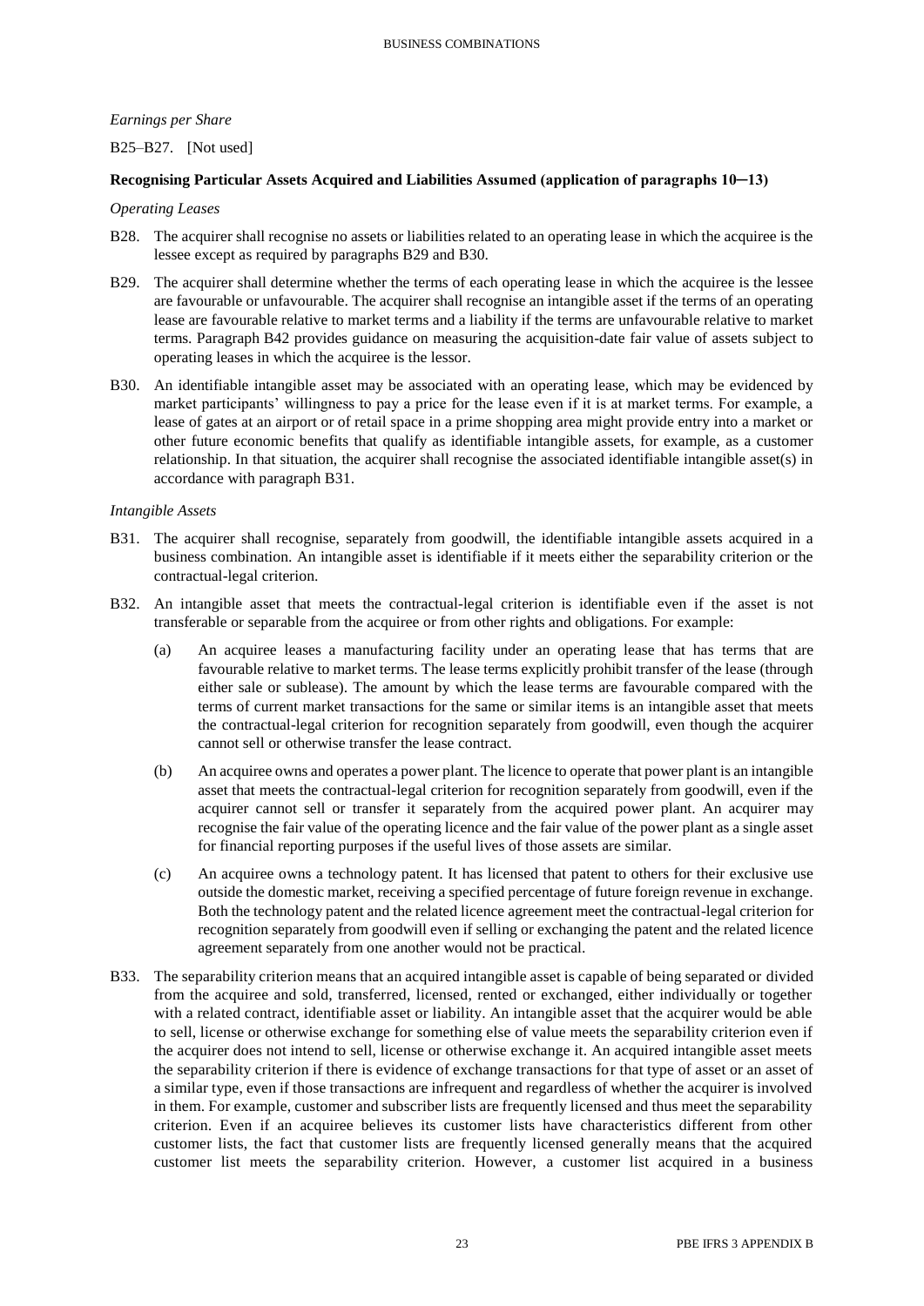*Earnings per Share*

B25–B27. [Not used]

**Recognising Particular Assets Acquired and Liabilities Assumed (application of paragraphs 10–13)**

*Operating Leases*

B28. The acquirer shall recognise no assets or liabilities related to an operating lease in which the acquiree is the lessee except as required by paragraphs B29 and B30.

B29. The acquirer shall determine whether the terms of each operating lease in which the acquiree is the lessee are favourable or unfavourable. The acquirer shall recognise an intangible asset if the terms of an operating lease are favourable relative to market terms and a liability if the terms are unfavourable relative to market terms. Paragraph B42 provides guidance on measuring the acquisition-date fair value of assets subject to operating leases in which the acquiree is the lessor.

B30. An identifiable intangible asset may be associated with an operating lease, which may be evidenced by market participants' willingness to pay a price for the lease even if it is at market terms. For example, a lease of gates at an airport or of retail space in a prime shopping area might provide entry into a market or other future economic benefits that qualify as identifiable intangible assets, for example, as a customer relationship. In that situation, the acquirer shall recognise the associated identifiable intangible asset(s) in accordance with paragraph B31.

*Intangible Assets*

B31. The acquirer shall recognise, separately from goodwill, the identifiable intangible assets acquired in a business combination. An intangible asset is identifiable if it meets either the separability criterion or the contractual-legal criterion.

B32. An intangible asset that meets the contractual-legal criterion is identifiable even if the asset is not transferable or separable from the acquiree or from other rights and obligations. For example:

(a) An acquiree leases a manufacturing facility under an operating lease that has terms that are favourable relative to market terms. The lease terms explicitly prohibit transfer of the lease (through either sale or sublease). The amount by which the lease terms are favourable compared with the terms of current market transactions for the same or similar items is an intangible asset that meets the contractual-legal criterion for recognition separately from goodwill, even though the acquirer cannot sell or otherwise transfer the lease contract.

(b) An acquiree owns and operates a power plant. The licence to operate that power plant is an intangible asset that meets the contractual-legal criterion for recognition separately from goodwill, even if the acquirer cannot sell or transfer it separately from the acquired power plant. An acquirer may recognise the fair value of the operating licence and the fair value of the power plant as a single asset for financial reporting purposes if the useful lives of those assets are similar.

(c) An acquiree owns a technology patent. It has licensed that patent to others for their exclusive use outside the domestic market, receiving a specified percentage of future foreign revenue in exchange. Both the technology patent and the related licence agreement meet the contractual-legal criterion for recognition separately from goodwill even if selling or exchanging the patent and the related licence agreement separately from one another would not be practical.

B33. The separability criterion means that an acquired intangible asset is capable of being separated or divided from the acquiree and sold, transferred, licensed, rented or exchanged, either individually or together with a related contract, identifiable asset or liability. An intangible asset that the acquirer would be able to sell, license or otherwise exchange for something else of value meets the separability criterion even if the acquirer does not intend to sell, license or otherwise exchange it. An acquired intangible asset meets the separability criterion if there is evidence of exchange transactions for that type of asset or an asset of a similar type, even if those transactions are infrequent and regardless of whether the acquirer is involved in them. For example, customer and subscriber lists are frequently licensed and thus meet the separability criterion. Even if an acquiree believes its customer lists have characteristics different from other customer lists, the fact that customer lists are frequently licensed generally means that the acquired customer list meets the separability criterion. However, a customer list acquired in a business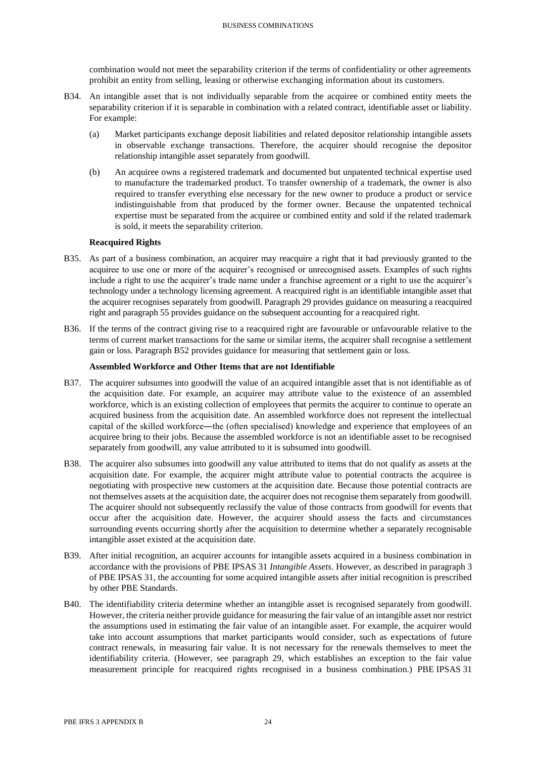combination would not meet the separability criterion if the terms of confidentiality or other agreements prohibit an entity from selling, leasing or otherwise exchanging information about its customers.

B34. An intangible asset that is not individually separable from the acquiree or combined entity meets the separability criterion if it is separable in combination with a related contract, identifiable asset or liability. For example:

(a) Market participants exchange deposit liabilities and related depositor relationship intangible assets in observable exchange transactions. Therefore, the acquirer should recognise the depositor relationship intangible asset separately from goodwill.

(b) An acquiree owns a registered trademark and documented but unpatented technical expertise used to manufacture the trademarked product. To transfer ownership of a trademark, the owner is also required to transfer everything else necessary for the new owner to produce a product or service indistinguishable from that produced by the former owner. Because the unpatented technical expertise must be separated from the acquiree or combined entity and sold if the related trademark is sold, it meets the separability criterion.

**Reacquired Rights**

B35. As part of a business combination, an acquirer may reacquire a right that it had previously granted to the acquiree to use one or more of the acquirer's recognised or unrecognised assets. Examples of such rights include a right to use the acquirer's trade name under a franchise agreement or a right to use the acquirer's technology under a technology licensing agreement. A reacquired right is an identifiable intangible asset that the acquirer recognises separately from goodwill. Paragraph 29 provides guidance on measuring a reacquired right and paragraph 55 provides guidance on the subsequent accounting for a reacquired right.

B36. If the terms of the contract giving rise to a reacquired right are favourable or unfavourable relative to the terms of current market transactions for the same or similar items, the acquirer shall recognise a settlement gain or loss. Paragraph B52 provides guidance for measuring that settlement gain or loss.

**Assembled Workforce and Other Items that are not Identifiable**

B37. The acquirer subsumes into goodwill the value of an acquired intangible asset that is not identifiable as of the acquisition date. For example, an acquirer may attribute value to the existence of an assembled workforce, which is an existing collection of employees that permits the acquirer to continue to operate an acquired business from the acquisition date. An assembled workforce does not represent the intellectual capital of the skilled workforce—the (often specialised) knowledge and experience that employees of an acquiree bring to their jobs. Because the assembled workforce is not an identifiable asset to be recognised separately from goodwill, any value attributed to it is subsumed into goodwill.

B38. The acquirer also subsumes into goodwill any value attributed to items that do not qualify as assets at the acquisition date. For example, the acquirer might attribute value to potential contracts the acquiree is negotiating with prospective new customers at the acquisition date. Because those potential contracts are not themselves assets at the acquisition date, the acquirer does not recognise them separately from goodwill. The acquirer should not subsequently reclassify the value of those contracts from goodwill for events that occur after the acquisition date. However, the acquirer should assess the facts and circumstances surrounding events occurring shortly after the acquisition to determine whether a separately recognisable intangible asset existed at the acquisition date.

B39. After initial recognition, an acquirer accounts for intangible assets acquired in a business combination in accordance with the provisions of PBE IPSAS 31 *Intangible Assets*. However, as described in paragraph 3 of PBE IPSAS 31, the accounting for some acquired intangible assets after initial recognition is prescribed by other PBE Standards.

B40. The identifiability criteria determine whether an intangible asset is recognised separately from goodwill. However, the criteria neither provide guidance for measuring the fair value of an intangible asset nor restrict the assumptions used in estimating the fair value of an intangible asset. For example, the acquirer would take into account assumptions that market participants would consider, such as expectations of future contract renewals, in measuring fair value. It is not necessary for the renewals themselves to meet the identifiability criteria. (However, see paragraph 29, which establishes an exception to the fair value measurement principle for reacquired rights recognised in a business combination.) PBE IPSAS 31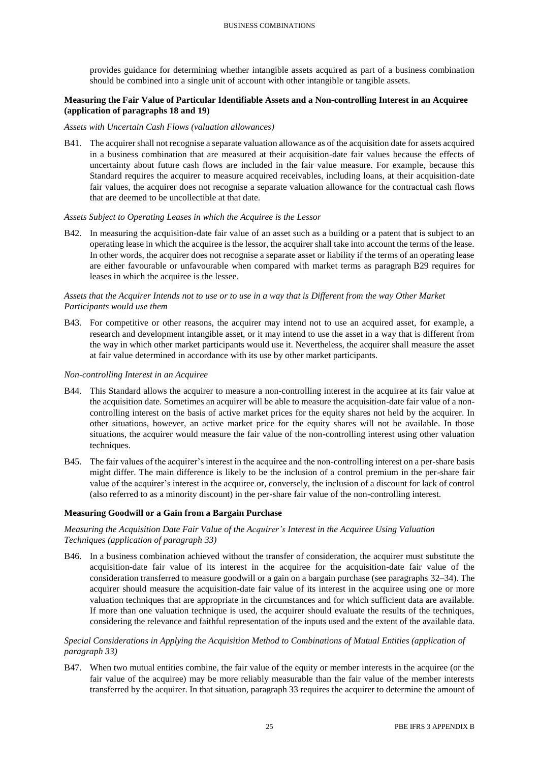provides guidance for determining whether intangible assets acquired as part of a business combination should be combined into a single unit of account with other intangible or tangible assets.

### Measuring the Fair Value of Particular Identifiable Assets and a Non-controlling Interest in an Acquiree (application of paragraphs 18 and 19)

*Assets with Uncertain Cash Flows (valuation allowances)*

B41. The acquirer shall not recognise a separate valuation allowance as of the acquisition date for assets acquired in a business combination that are measured at their acquisition-date fair values because the effects of uncertainty about future cash flows are included in the fair value measure. For example, because this Standard requires the acquirer to measure acquired receivables, including loans, at their acquisition-date fair values, the acquirer does not recognise a separate valuation allowance for the contractual cash flows that are deemed to be uncollectible at that date.

*Assets Subject to Operating Leases in which the Acquiree is the Lessor*

B42. In measuring the acquisition-date fair value of an asset such as a building or a patent that is subject to an operating lease in which the acquiree is the lessor, the acquirer shall take into account the terms of the lease. In other words, the acquirer does not recognise a separate asset or liability if the terms of an operating lease are either favourable or unfavourable when compared with market terms as paragraph B29 requires for leases in which the acquiree is the lessee.

*Assets that the Acquirer Intends not to use or to use in a way that is Different from the way Other Market Participants would use them*

B43. For competitive or other reasons, the acquirer may intend not to use an acquired asset, for example, a research and development intangible asset, or it may intend to use the asset in a way that is different from the way in which other market participants would use it. Nevertheless, the acquirer shall measure the asset at fair value determined in accordance with its use by other market participants.

*Non-controlling Interest in an Acquiree*

B44. This Standard allows the acquirer to measure a non-controlling interest in the acquiree at its fair value at the acquisition date. Sometimes an acquirer will be able to measure the acquisition-date fair value of a non-controlling interest on the basis of active market prices for the equity shares not held by the acquirer. In other situations, however, an active market price for the equity shares will not be available. In those situations, the acquirer would measure the fair value of the non-controlling interest using other valuation techniques.

B45. The fair values of the acquirer's interest in the acquiree and the non-controlling interest on a per-share basis might differ. The main difference is likely to be the inclusion of a control premium in the per-share fair value of the acquirer's interest in the acquiree or, conversely, the inclusion of a discount for lack of control (also referred to as a minority discount) in the per-share fair value of the non-controlling interest.

### Measuring Goodwill or a Gain from a Bargain Purchase

*Measuring the Acquisition Date Fair Value of the Acquirer's Interest in the Acquiree Using Valuation Techniques (application of paragraph 33)*

B46. In a business combination achieved without the transfer of consideration, the acquirer must substitute the acquisition-date fair value of its interest in the acquiree for the acquisition-date fair value of the consideration transferred to measure goodwill or a gain on a bargain purchase (see paragraphs 32–34). The acquirer should measure the acquisition-date fair value of its interest in the acquiree using one or more valuation techniques that are appropriate in the circumstances and for which sufficient data are available. If more than one valuation technique is used, the acquirer should evaluate the results of the techniques, considering the relevance and faithful representation of the inputs used and the extent of the available data.

*Special Considerations in Applying the Acquisition Method to Combinations of Mutual Entities (application of paragraph 33)*

B47. When two mutual entities combine, the fair value of the equity or member interests in the acquiree (or the fair value of the acquiree) may be more reliably measurable than the fair value of the member interests transferred by the acquirer. In that situation, paragraph 33 requires the acquirer to determine the amount of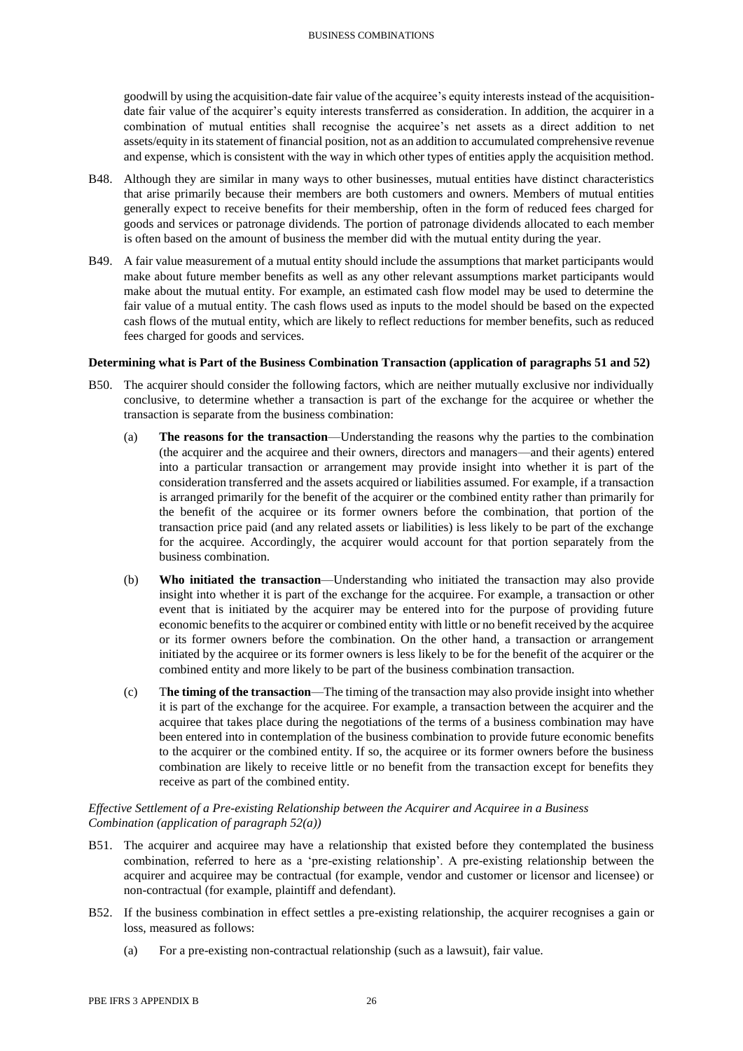goodwill by using the acquisition-date fair value of the acquiree's equity interests instead of the acquisition-date fair value of the acquirer's equity interests transferred as consideration. In addition, the acquirer in a combination of mutual entities shall recognise the acquiree's net assets as a direct addition to net assets/equity in its statement of financial position, not as an addition to accumulated comprehensive revenue and expense, which is consistent with the way in which other types of entities apply the acquisition method.

B48. Although they are similar in many ways to other businesses, mutual entities have distinct characteristics that arise primarily because their members are both customers and owners. Members of mutual entities generally expect to receive benefits for their membership, often in the form of reduced fees charged for goods and services or patronage dividends. The portion of patronage dividends allocated to each member is often based on the amount of business the member did with the mutual entity during the year.

B49. A fair value measurement of a mutual entity should include the assumptions that market participants would make about future member benefits as well as any other relevant assumptions market participants would make about the mutual entity. For example, an estimated cash flow model may be used to determine the fair value of a mutual entity. The cash flows used as inputs to the model should be based on the expected cash flows of the mutual entity, which are likely to reflect reductions for member benefits, such as reduced fees charged for goods and services.

**Determining what is Part of the Business Combination Transaction (application of paragraphs 51 and 52)**

B50. The acquirer should consider the following factors, which are neither mutually exclusive nor individually conclusive, to determine whether a transaction is part of the exchange for the acquiree or whether the transaction is separate from the business combination:

(a) **The reasons for the transaction**—Understanding the reasons why the parties to the combination (the acquirer and the acquiree and their owners, directors and managers—and their agents) entered into a particular transaction or arrangement may provide insight into whether it is part of the consideration transferred and the assets acquired or liabilities assumed. For example, if a transaction is arranged primarily for the benefit of the acquirer or the combined entity rather than primarily for the benefit of the acquiree or its former owners before the combination, that portion of the transaction price paid (and any related assets or liabilities) is less likely to be part of the exchange for the acquiree. Accordingly, the acquirer would account for that portion separately from the business combination.

(b) **Who initiated the transaction**—Understanding who initiated the transaction may also provide insight into whether it is part of the exchange for the acquiree. For example, a transaction or other event that is initiated by the acquirer may be entered into for the purpose of providing future economic benefits to the acquirer or combined entity with little or no benefit received by the acquiree or its former owners before the combination. On the other hand, a transaction or arrangement initiated by the acquiree or its former owners is less likely to be for the benefit of the acquirer or the combined entity and more likely to be part of the business combination transaction.

(c) **The timing of the transaction**—The timing of the transaction may also provide insight into whether it is part of the exchange for the acquiree. For example, a transaction between the acquirer and the acquiree that takes place during the negotiations of the terms of a business combination may have been entered into in contemplation of the business combination to provide future economic benefits to the acquirer or the combined entity. If so, the acquiree or its former owners before the business combination are likely to receive little or no benefit from the transaction except for benefits they receive as part of the combined entity.

*Effective Settlement of a Pre-existing Relationship between the Acquirer and Acquiree in a Business Combination (application of paragraph 52(a))*

B51. The acquirer and acquiree may have a relationship that existed before they contemplated the business combination, referred to here as a 'pre-existing relationship'. A pre-existing relationship between the acquirer and acquiree may be contractual (for example, vendor and customer or licensor and licensee) or non-contractual (for example, plaintiff and defendant).

B52. If the business combination in effect settles a pre-existing relationship, the acquirer recognises a gain or loss, measured as follows:

(a) For a pre-existing non-contractual relationship (such as a lawsuit), fair value.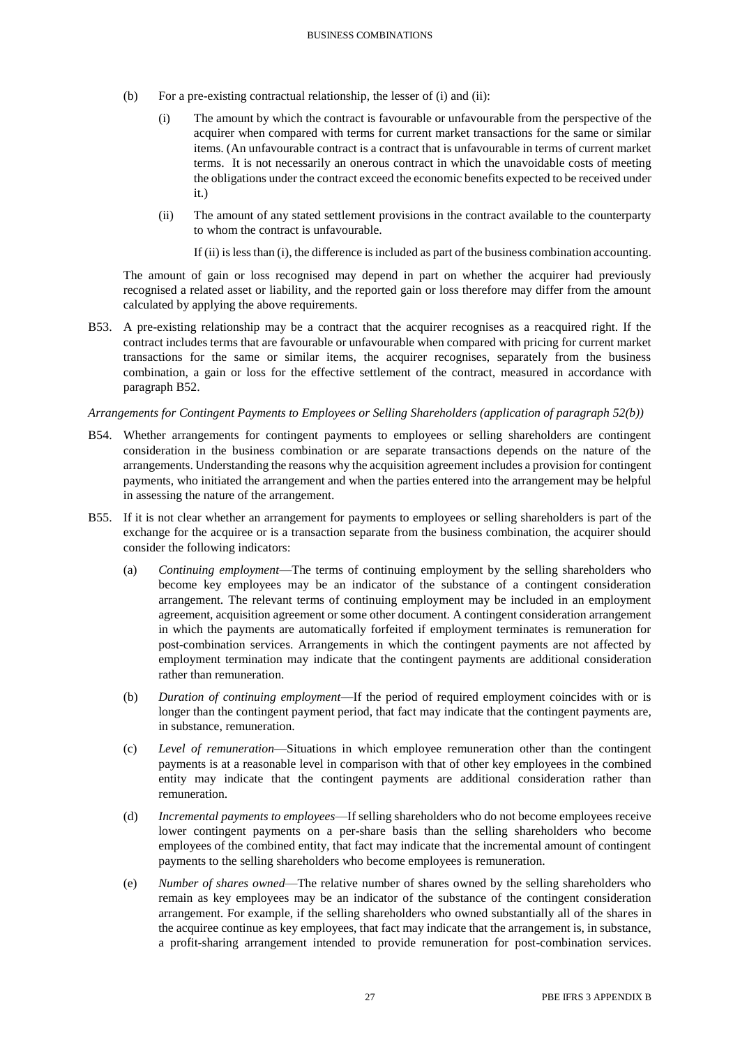(b) For a pre-existing contractual relationship, the lesser of (i) and (ii):

   (i) The amount by which the contract is favourable or unfavourable from the perspective of the acquirer when compared with terms for current market transactions for the same or similar items. (An unfavourable contract is a contract that is unfavourable in terms of current market terms. It is not necessarily an onerous contract in which the unavoidable costs of meeting the obligations under the contract exceed the economic benefits expected to be received under it.)

   (ii) The amount of any stated settlement provisions in the contract available to the counterparty to whom the contract is unfavourable.

   If (ii) is less than (i), the difference is included as part of the business combination accounting.

The amount of gain or loss recognised may depend in part on whether the acquirer had previously recognised a related asset or liability, and the reported gain or loss therefore may differ from the amount calculated by applying the above requirements.

B53. A pre-existing relationship may be a contract that the acquirer recognises as a reacquired right. If the contract includes terms that are favourable or unfavourable when compared with pricing for current market transactions for the same or similar items, the acquirer recognises, separately from the business combination, a gain or loss for the effective settlement of the contract, measured in accordance with paragraph B52.

*Arrangements for Contingent Payments to Employees or Selling Shareholders (application of paragraph 52(b))*

B54. Whether arrangements for contingent payments to employees or selling shareholders are contingent consideration in the business combination or are separate transactions depends on the nature of the arrangements. Understanding the reasons why the acquisition agreement includes a provision for contingent payments, who initiated the arrangement and when the parties entered into the arrangement may be helpful in assessing the nature of the arrangement.

B55. If it is not clear whether an arrangement for payments to employees or selling shareholders is part of the exchange for the acquiree or is a transaction separate from the business combination, the acquirer should consider the following indicators:

(a) *Continuing employment*—The terms of continuing employment by the selling shareholders who become key employees may be an indicator of the substance of a contingent consideration arrangement. The relevant terms of continuing employment may be included in an employment agreement, acquisition agreement or some other document. A contingent consideration arrangement in which the payments are automatically forfeited if employment terminates is remuneration for post-combination services. Arrangements in which the contingent payments are not affected by employment termination may indicate that the contingent payments are additional consideration rather than remuneration.

(b) *Duration of continuing employment*—If the period of required employment coincides with or is longer than the contingent payment period, that fact may indicate that the contingent payments are, in substance, remuneration.

(c) *Level of remuneration*—Situations in which employee remuneration other than the contingent payments is at a reasonable level in comparison with that of other key employees in the combined entity may indicate that the contingent payments are additional consideration rather than remuneration.

(d) *Incremental payments to employees*—If selling shareholders who do not become employees receive lower contingent payments on a per-share basis than the selling shareholders who become employees of the combined entity, that fact may indicate that the incremental amount of contingent payments to the selling shareholders who become employees is remuneration.

(e) *Number of shares owned*—The relative number of shares owned by the selling shareholders who remain as key employees may be an indicator of the substance of the contingent consideration arrangement. For example, if the selling shareholders who owned substantially all of the shares in the acquiree continue as key employees, that fact may indicate that the arrangement is, in substance, a profit-sharing arrangement intended to provide remuneration for post-combination services.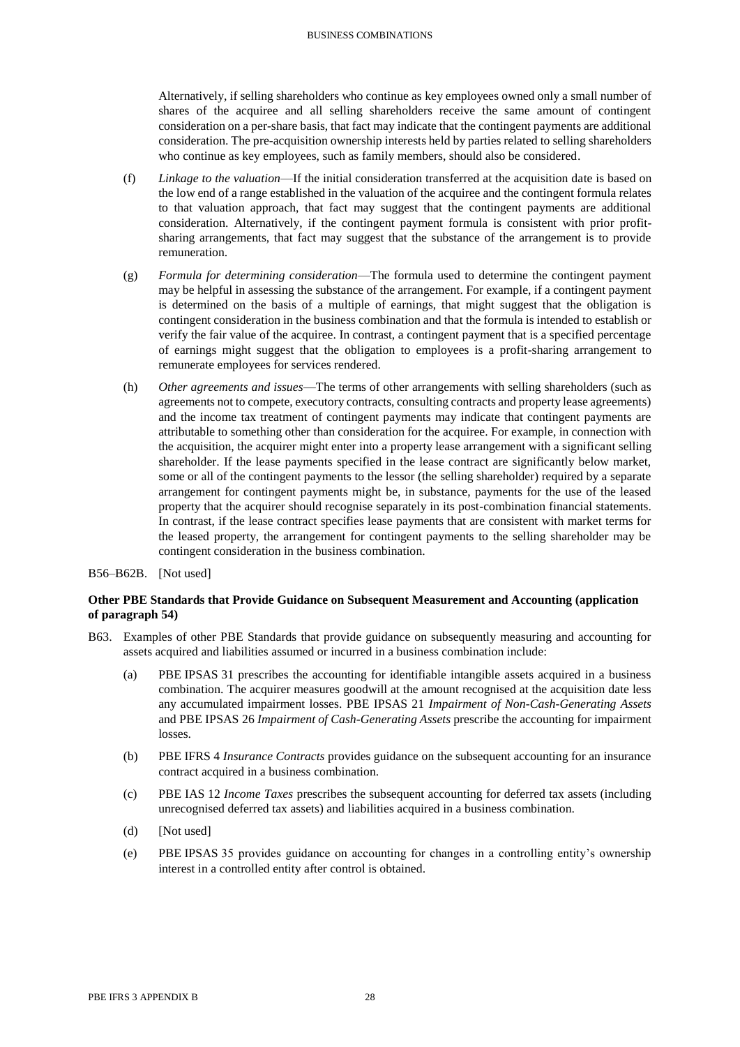Alternatively, if selling shareholders who continue as key employees owned only a small number of shares of the acquiree and all selling shareholders receive the same amount of contingent consideration on a per-share basis, that fact may indicate that the contingent payments are additional consideration. The pre-acquisition ownership interests held by parties related to selling shareholders who continue as key employees, such as family members, should also be considered.

(f) *Linkage to the valuation*—If the initial consideration transferred at the acquisition date is based on the low end of a range established in the valuation of the acquiree and the contingent formula relates to that valuation approach, that fact may suggest that the contingent payments are additional consideration. Alternatively, if the contingent payment formula is consistent with prior profit-sharing arrangements, that fact may suggest that the substance of the arrangement is to provide remuneration.

(g) *Formula for determining consideration*—The formula used to determine the contingent payment may be helpful in assessing the substance of the arrangement. For example, if a contingent payment is determined on the basis of a multiple of earnings, that might suggest that the obligation is contingent consideration in the business combination and that the formula is intended to establish or verify the fair value of the acquiree. In contrast, a contingent payment that is a specified percentage of earnings might suggest that the obligation to employees is a profit-sharing arrangement to remunerate employees for services rendered.

(h) *Other agreements and issues*—The terms of other arrangements with selling shareholders (such as agreements not to compete, executory contracts, consulting contracts and property lease agreements) and the income tax treatment of contingent payments may indicate that contingent payments are attributable to something other than consideration for the acquiree. For example, in connection with the acquisition, the acquirer might enter into a property lease arrangement with a significant selling shareholder. If the lease payments specified in the lease contract are significantly below market, some or all of the contingent payments to the lessor (the selling shareholder) required by a separate arrangement for contingent payments might be, in substance, payments for the use of the leased property that the acquirer should recognise separately in its post-combination financial statements. In contrast, if the lease contract specifies lease payments that are consistent with market terms for the leased property, the arrangement for contingent payments to the selling shareholder may be contingent consideration in the business combination.

B56–B62B. [Not used]

**Other PBE Standards that Provide Guidance on Subsequent Measurement and Accounting (application of paragraph 54)**

B63. Examples of other PBE Standards that provide guidance on subsequently measuring and accounting for assets acquired and liabilities assumed or incurred in a business combination include:

(a) PBE IPSAS 31 prescribes the accounting for identifiable intangible assets acquired in a business combination. The acquirer measures goodwill at the amount recognised at the acquisition date less any accumulated impairment losses. PBE IPSAS 21 *Impairment of Non-Cash-Generating Assets* and PBE IPSAS 26 *Impairment of Cash-Generating Assets* prescribe the accounting for impairment losses.

(b) PBE IFRS 4 *Insurance Contracts* provides guidance on the subsequent accounting for an insurance contract acquired in a business combination.

(c) PBE IAS 12 *Income Taxes* prescribes the subsequent accounting for deferred tax assets (including unrecognised deferred tax assets) and liabilities acquired in a business combination.

(d) [Not used]

(e) PBE IPSAS 35 provides guidance on accounting for changes in a controlling entity's ownership interest in a controlled entity after control is obtained.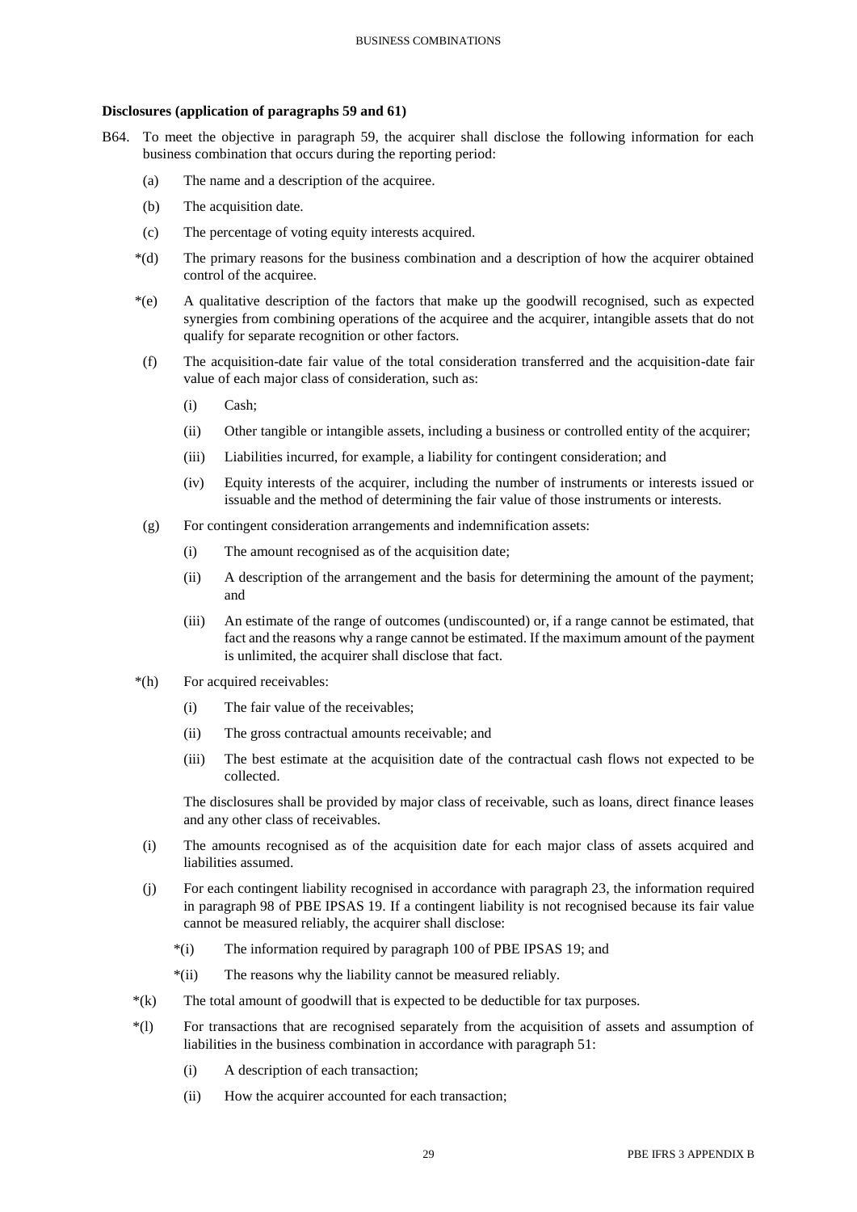### Disclosures (application of paragraphs 59 and 61)

B64. To meet the objective in paragraph 59, the acquirer shall disclose the following information for each business combination that occurs during the reporting period:

(a) The name and a description of the acquiree.

(b) The acquisition date.

(c) The percentage of voting equity interests acquired.

*(d) The primary reasons for the business combination and a description of how the acquirer obtained control of the acquiree.

*(e) A qualitative description of the factors that make up the goodwill recognised, such as expected synergies from combining operations of the acquiree and the acquirer, intangible assets that do not qualify for separate recognition or other factors.

(f) The acquisition-date fair value of the total consideration transferred and the acquisition-date fair value of each major class of consideration, such as:

(i) Cash;

(ii) Other tangible or intangible assets, including a business or controlled entity of the acquirer;

(iii) Liabilities incurred, for example, a liability for contingent consideration; and

(iv) Equity interests of the acquirer, including the number of instruments or interests issued or issuable and the method of determining the fair value of those instruments or interests.

(g) For contingent consideration arrangements and indemnification assets:

(i) The amount recognised as of the acquisition date;

(ii) A description of the arrangement and the basis for determining the amount of the payment; and

(iii) An estimate of the range of outcomes (undiscounted) or, if a range cannot be estimated, that fact and the reasons why a range cannot be estimated. If the maximum amount of the payment is unlimited, the acquirer shall disclose that fact.

*(h) For acquired receivables:

(i) The fair value of the receivables;

(ii) The gross contractual amounts receivable; and

(iii) The best estimate at the acquisition date of the contractual cash flows not expected to be collected.

The disclosures shall be provided by major class of receivable, such as loans, direct finance leases and any other class of receivables.

(i) The amounts recognised as of the acquisition date for each major class of assets acquired and liabilities assumed.

(j) For each contingent liability recognised in accordance with paragraph 23, the information required in paragraph 98 of PBE IPSAS 19. If a contingent liability is not recognised because its fair value cannot be measured reliably, the acquirer shall disclose:

*(i) The information required by paragraph 100 of PBE IPSAS 19; and

*(ii) The reasons why the liability cannot be measured reliably.

*(k) The total amount of goodwill that is expected to be deductible for tax purposes.

*(l) For transactions that are recognised separately from the acquisition of assets and assumption of liabilities in the business combination in accordance with paragraph 51:

(i) A description of each transaction;

(ii) How the acquirer accounted for each transaction;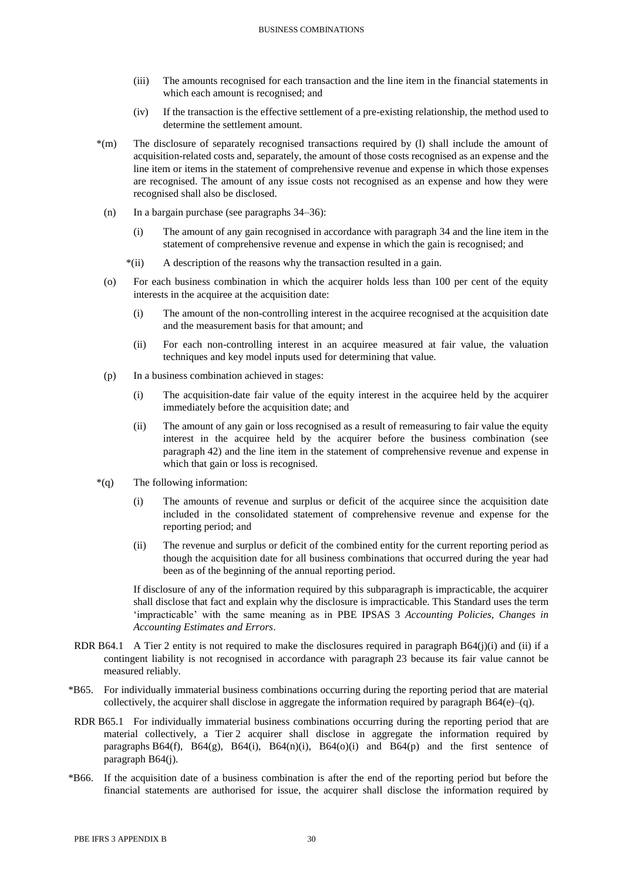(iii) The amounts recognised for each transaction and the line item in the financial statements in which each amount is recognised; and

(iv) If the transaction is the effective settlement of a pre-existing relationship, the method used to determine the settlement amount.

*(m) The disclosure of separately recognised transactions required by (l) shall include the amount of acquisition-related costs and, separately, the amount of those costs recognised as an expense and the line item or items in the statement of comprehensive revenue and expense in which those expenses are recognised. The amount of any issue costs not recognised as an expense and how they were recognised shall also be disclosed.

(n) In a bargain purchase (see paragraphs 34–36):

(i) The amount of any gain recognised in accordance with paragraph 34 and the line item in the statement of comprehensive revenue and expense in which the gain is recognised; and

*(ii) A description of the reasons why the transaction resulted in a gain.

(o) For each business combination in which the acquirer holds less than 100 per cent of the equity interests in the acquiree at the acquisition date:

(i) The amount of the non-controlling interest in the acquiree recognised at the acquisition date and the measurement basis for that amount; and

(ii) For each non-controlling interest in an acquiree measured at fair value, the valuation techniques and key model inputs used for determining that value.

(p) In a business combination achieved in stages:

(i) The acquisition-date fair value of the equity interest in the acquiree held by the acquirer immediately before the acquisition date; and

(ii) The amount of any gain or loss recognised as a result of remeasuring to fair value the equity interest in the acquiree held by the acquirer before the business combination (see paragraph 42) and the line item in the statement of comprehensive revenue and expense in which that gain or loss is recognised.

*(q) The following information:

(i) The amounts of revenue and surplus or deficit of the acquiree since the acquisition date included in the consolidated statement of comprehensive revenue and expense for the reporting period; and

(ii) The revenue and surplus or deficit of the combined entity for the current reporting period as though the acquisition date for all business combinations that occurred during the year had been as of the beginning of the annual reporting period.

If disclosure of any of the information required by this subparagraph is impracticable, the acquirer shall disclose that fact and explain why the disclosure is impracticable. This Standard uses the term 'impracticable' with the same meaning as in PBE IPSAS 3 *Accounting Policies, Changes in Accounting Estimates and Errors*.

RDR B64.1 A Tier 2 entity is not required to make the disclosures required in paragraph B64(j)(i) and (ii) if a contingent liability is not recognised in accordance with paragraph 23 because its fair value cannot be measured reliably.

*B65. For individually immaterial business combinations occurring during the reporting period that are material collectively, the acquirer shall disclose in aggregate the information required by paragraph B64(e)–(q).

RDR B65.1 For individually immaterial business combinations occurring during the reporting period that are material collectively, a Tier 2 acquirer shall disclose in aggregate the information required by paragraphs B64(f), B64(g), B64(i), B64(n)(i), B64(o)(i) and B64(p) and the first sentence of paragraph B64(j).

*B66. If the acquisition date of a business combination is after the end of the reporting period but before the financial statements are authorised for issue, the acquirer shall disclose the information required by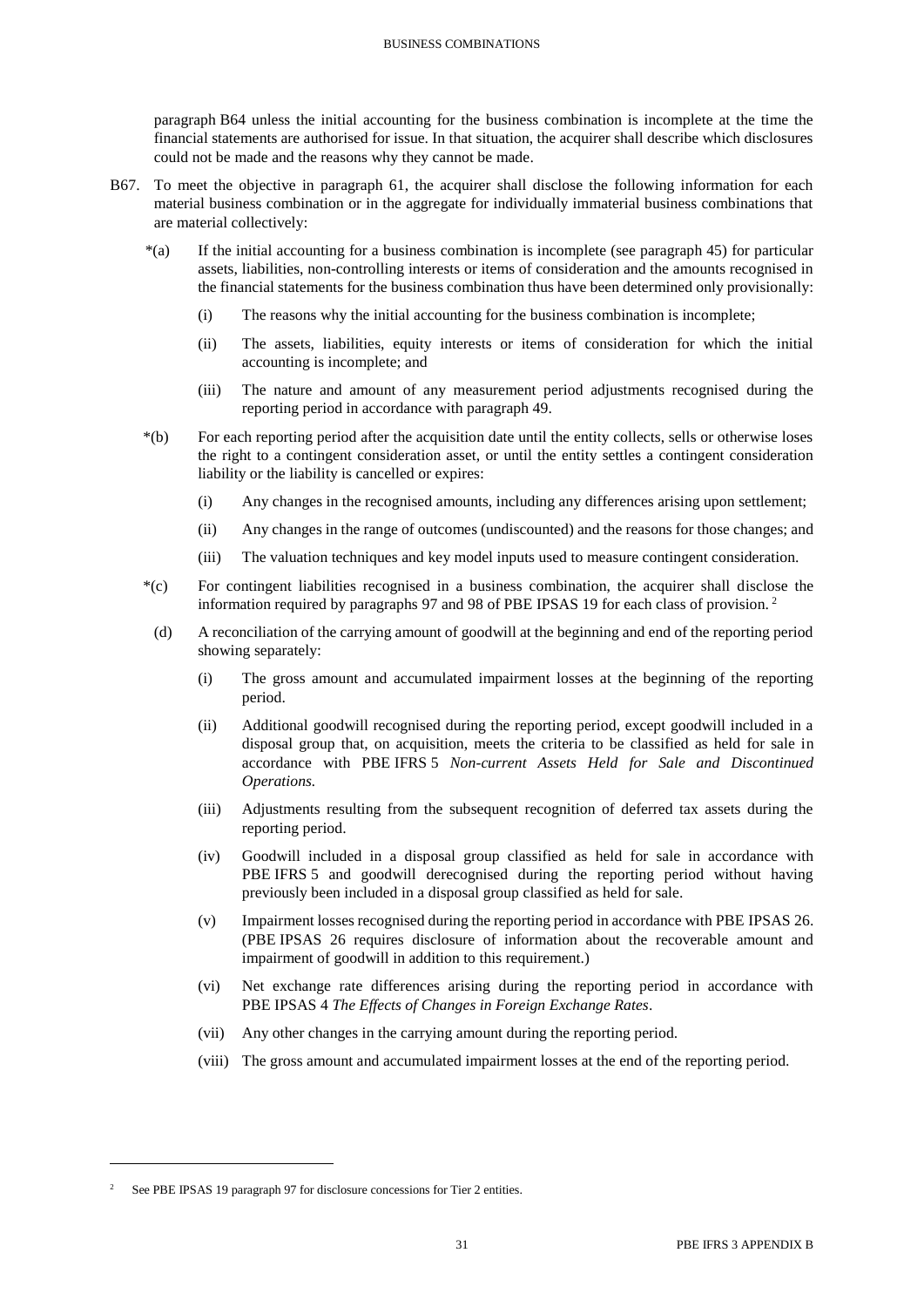paragraph B64 unless the initial accounting for the business combination is incomplete at the time the financial statements are authorised for issue. In that situation, the acquirer shall describe which disclosures could not be made and the reasons why they cannot be made.

B67. To meet the objective in paragraph 61, the acquirer shall disclose the following information for each material business combination or in the aggregate for individually immaterial business combinations that are material collectively:

*(a) If the initial accounting for a business combination is incomplete (see paragraph 45) for particular assets, liabilities, non-controlling interests or items of consideration and the amounts recognised in the financial statements for the business combination thus have been determined only provisionally:

  (i) The reasons why the initial accounting for the business combination is incomplete;

  (ii) The assets, liabilities, equity interests or items of consideration for which the initial accounting is incomplete; and

  (iii) The nature and amount of any measurement period adjustments recognised during the reporting period in accordance with paragraph 49.

*(b) For each reporting period after the acquisition date until the entity collects, sells or otherwise loses the right to a contingent consideration asset, or until the entity settles a contingent consideration liability or the liability is cancelled or expires:

  (i) Any changes in the recognised amounts, including any differences arising upon settlement;

  (ii) Any changes in the range of outcomes (undiscounted) and the reasons for those changes; and

  (iii) The valuation techniques and key model inputs used to measure contingent consideration.

*(c) For contingent liabilities recognised in a business combination, the acquirer shall disclose the information required by paragraphs 97 and 98 of PBE IPSAS 19 for each class of provision. [2]

(d) A reconciliation of the carrying amount of goodwill at the beginning and end of the reporting period showing separately:

  (i) The gross amount and accumulated impairment losses at the beginning of the reporting period.

  (ii) Additional goodwill recognised during the reporting period, except goodwill included in a disposal group that, on acquisition, meets the criteria to be classified as held for sale in accordance with PBE IFRS 5 *Non-current Assets Held for Sale and Discontinued Operations*.

  (iii) Adjustments resulting from the subsequent recognition of deferred tax assets during the reporting period.

  (iv) Goodwill included in a disposal group classified as held for sale in accordance with PBE IFRS 5 and goodwill derecognised during the reporting period without having previously been included in a disposal group classified as held for sale.

  (v) Impairment losses recognised during the reporting period in accordance with PBE IPSAS 26. (PBE IPSAS 26 requires disclosure of information about the recoverable amount and impairment of goodwill in addition to this requirement.)

  (vi) Net exchange rate differences arising during the reporting period in accordance with PBE IPSAS 4 *The Effects of Changes in Foreign Exchange Rates*.

  (vii) Any other changes in the carrying amount during the reporting period.

  (viii) The gross amount and accumulated impairment losses at the end of the reporting period.

---

[2] See PBE IPSAS 19 paragraph 97 for disclosure concessions for Tier 2 entities.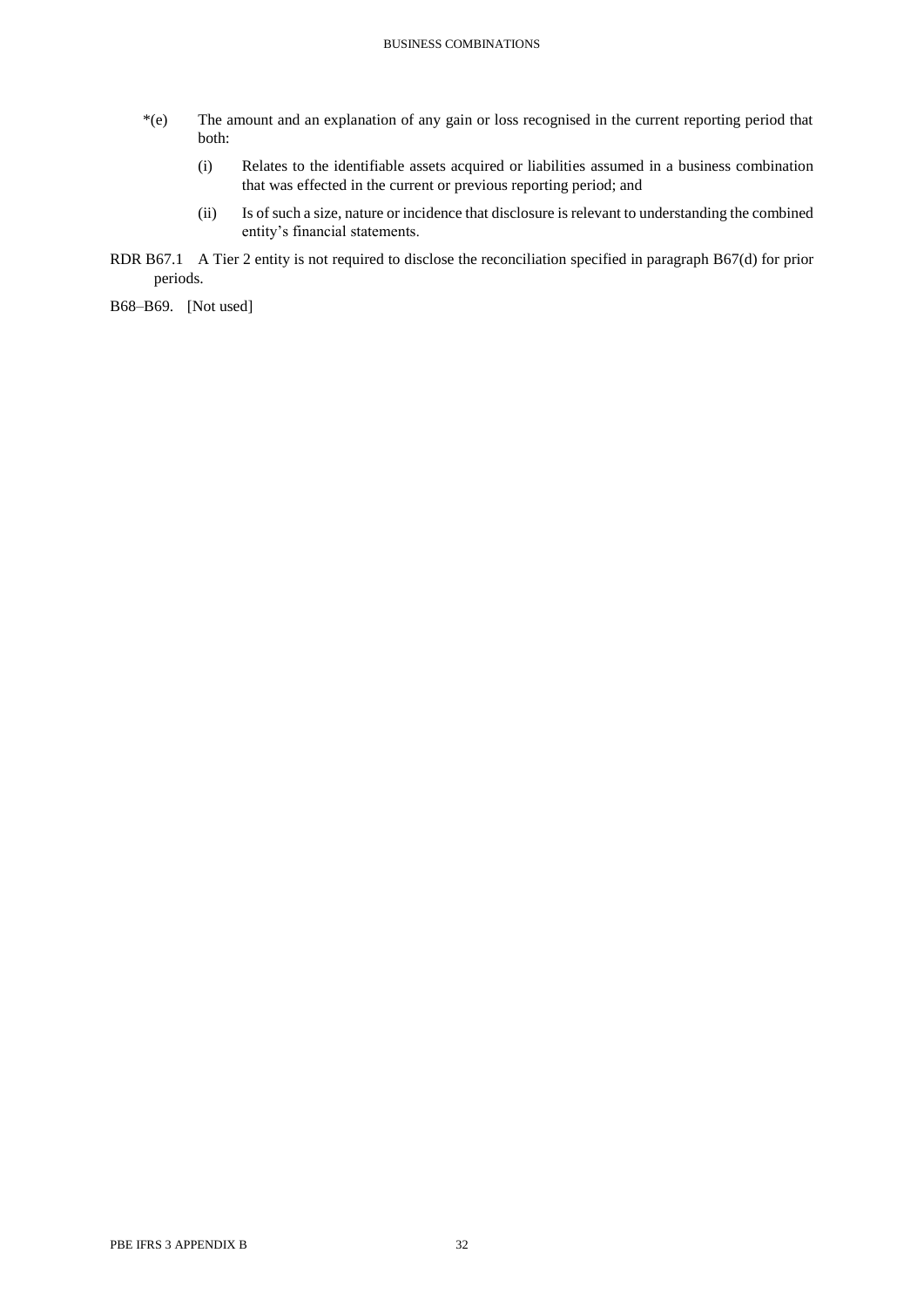*(e) The amount and an explanation of any gain or loss recognised in the current reporting period that both:

   (i) Relates to the identifiable assets acquired or liabilities assumed in a business combination that was effected in the current or previous reporting period; and

   (ii) Is of such a size, nature or incidence that disclosure is relevant to understanding the combined entity's financial statements.

RDR B67.1 A Tier 2 entity is not required to disclose the reconciliation specified in paragraph B67(d) for prior periods.

B68–B69. [Not used]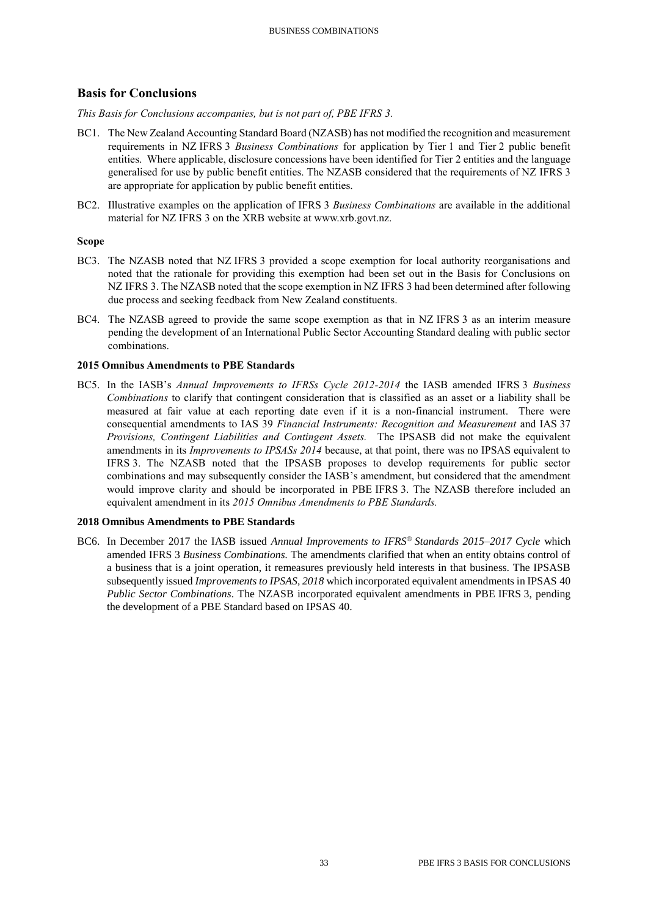## Basis for Conclusions

*This Basis for Conclusions accompanies, but is not part of, PBE IFRS 3.*

BC1. The New Zealand Accounting Standard Board (NZASB) has not modified the recognition and measurement requirements in NZ IFRS 3 *Business Combinations* for application by Tier 1 and Tier 2 public benefit entities. Where applicable, disclosure concessions have been identified for Tier 2 entities and the language generalised for use by public benefit entities. The NZASB considered that the requirements of NZ IFRS 3 are appropriate for application by public benefit entities.

BC2. Illustrative examples on the application of IFRS 3 *Business Combinations* are available in the additional material for NZ IFRS 3 on the XRB website at www.xrb.govt.nz.

### Scope

BC3. The NZASB noted that NZ IFRS 3 provided a scope exemption for local authority reorganisations and noted that the rationale for providing this exemption had been set out in the Basis for Conclusions on NZ IFRS 3. The NZASB noted that the scope exemption in NZ IFRS 3 had been determined after following due process and seeking feedback from New Zealand constituents.

BC4. The NZASB agreed to provide the same scope exemption as that in NZ IFRS 3 as an interim measure pending the development of an International Public Sector Accounting Standard dealing with public sector combinations.

### 2015 Omnibus Amendments to PBE Standards

BC5. In the IASB's *Annual Improvements to IFRSs Cycle 2012-2014* the IASB amended IFRS 3 *Business Combinations* to clarify that contingent consideration that is classified as an asset or a liability shall be measured at fair value at each reporting date even if it is a non-financial instrument. There were consequential amendments to IAS 39 *Financial Instruments: Recognition and Measurement* and IAS 37 *Provisions, Contingent Liabilities and Contingent Assets.* The IPSASB did not make the equivalent amendments in its *Improvements to IPSASs 2014* because, at that point, there was no IPSAS equivalent to IFRS 3. The NZASB noted that the IPSASB proposes to develop requirements for public sector combinations and may subsequently consider the IASB's amendment, but considered that the amendment would improve clarity and should be incorporated in PBE IFRS 3. The NZASB therefore included an equivalent amendment in its *2015 Omnibus Amendments to PBE Standards.*

### 2018 Omnibus Amendments to PBE Standards

BC6. In December 2017 the IASB issued *Annual Improvements to IFRS® Standards 2015–2017 Cycle* which amended IFRS 3 *Business Combinations.* The amendments clarified that when an entity obtains control of a business that is a joint operation, it remeasures previously held interests in that business. The IPSASB subsequently issued *Improvements to IPSAS, 2018* which incorporated equivalent amendments in IPSAS 40 *Public Sector Combinations*. The NZASB incorporated equivalent amendments in PBE IFRS 3, pending the development of a PBE Standard based on IPSAS 40.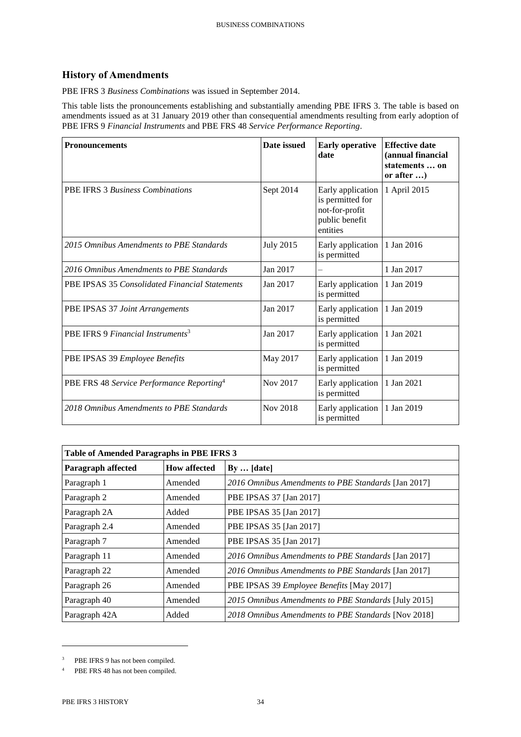## History of Amendments

PBE IFRS 3 *Business Combinations* was issued in September 2014.

This table lists the pronouncements establishing and substantially amending PBE IFRS 3. The table is based on amendments issued as at 31 January 2019 other than consequential amendments resulting from early adoption of PBE IFRS 9 *Financial Instruments* and PBE FRS 48 *Service Performance Reporting*.

| Pronouncements | Date issued | Early operative date | Effective date (annual financial statements … on or after …) |
|---|---|---|---|
| PBE IFRS 3 *Business Combinations* | Sept 2014 | Early application is permitted for not-for-profit public benefit entities | 1 April 2015 |
| *2015 Omnibus Amendments to PBE Standards* | July 2015 | Early application is permitted | 1 Jan 2016 |
| *2016 Omnibus Amendments to PBE Standards* | Jan 2017 | – | 1 Jan 2017 |
| PBE IPSAS 35 *Consolidated Financial Statements* | Jan 2017 | Early application is permitted | 1 Jan 2019 |
| PBE IPSAS 37 *Joint Arrangements* | Jan 2017 | Early application is permitted | 1 Jan 2019 |
| PBE IFRS 9 *Financial Instruments*[3] | Jan 2017 | Early application is permitted | 1 Jan 2021 |
| PBE IPSAS 39 *Employee Benefits* | May 2017 | Early application is permitted | 1 Jan 2019 |
| PBE FRS 48 *Service Performance Reporting*[4] | Nov 2017 | Early application is permitted | 1 Jan 2021 |
| *2018 Omnibus Amendments to PBE Standards* | Nov 2018 | Early application is permitted | 1 Jan 2019 |

| Table of Amended Paragraphs in PBE IFRS 3 | | |
|---|---|---|
| **Paragraph affected** | **How affected** | **By … [date]** |
| Paragraph 1 | Amended | *2016 Omnibus Amendments to PBE Standards* [Jan 2017] |
| Paragraph 2 | Amended | PBE IPSAS 37 [Jan 2017] |
| Paragraph 2A | Added | PBE IPSAS 35 [Jan 2017] |
| Paragraph 2.4 | Amended | PBE IPSAS 35 [Jan 2017] |
| Paragraph 7 | Amended | PBE IPSAS 35 [Jan 2017] |
| Paragraph 11 | Amended | *2016 Omnibus Amendments to PBE Standards* [Jan 2017] |
| Paragraph 22 | Amended | *2016 Omnibus Amendments to PBE Standards* [Jan 2017] |
| Paragraph 26 | Amended | PBE IPSAS 39 *Employee Benefits* [May 2017] |
| Paragraph 40 | Amended | *2015 Omnibus Amendments to PBE Standards* [July 2015] |
| Paragraph 42A | Added | *2018 Omnibus Amendments to PBE Standards* [Nov 2018] |

[3] PBE IFRS 9 has not been compiled.

[4] PBE FRS 48 has not been compiled.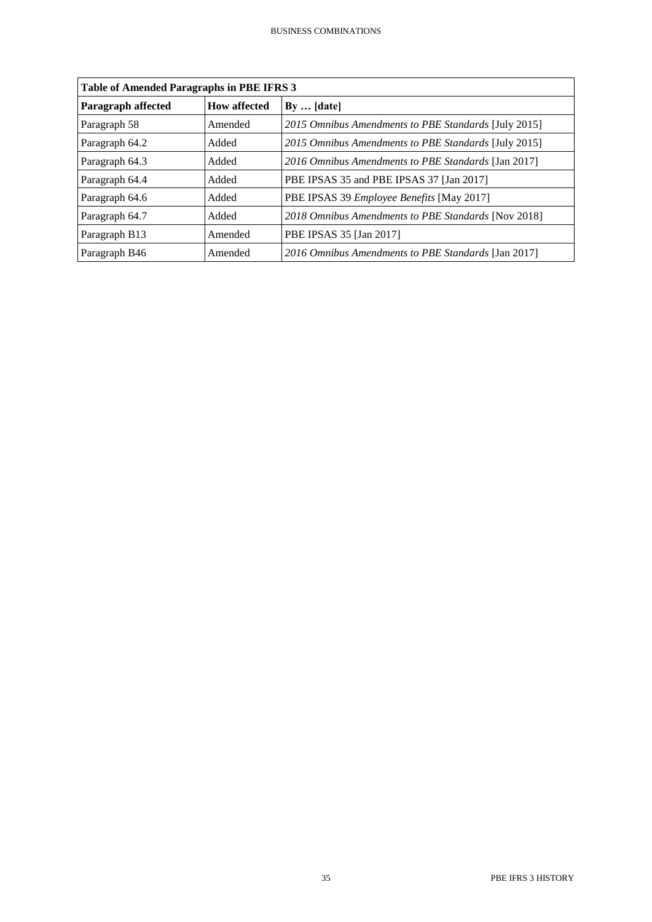| **Table of Amended Paragraphs in PBE IFRS 3** | | |
|---|---|---|
| **Paragraph affected** | **How affected** | **By … [date]** |
| Paragraph 58 | Amended | *2015 Omnibus Amendments to PBE Standards* [July 2015] |
| Paragraph 64.2 | Added | *2015 Omnibus Amendments to PBE Standards* [July 2015] |
| Paragraph 64.3 | Added | *2016 Omnibus Amendments to PBE Standards* [Jan 2017] |
| Paragraph 64.4 | Added | PBE IPSAS 35 and PBE IPSAS 37 [Jan 2017] |
| Paragraph 64.6 | Added | PBE IPSAS 39 *Employee Benefits* [May 2017] |
| Paragraph 64.7 | Added | *2018 Omnibus Amendments to PBE Standards* [Nov 2018] |
| Paragraph B13 | Amended | PBE IPSAS 35 [Jan 2017] |
| Paragraph B46 | Amended | *2016 Omnibus Amendments to PBE Standards* [Jan 2017] |